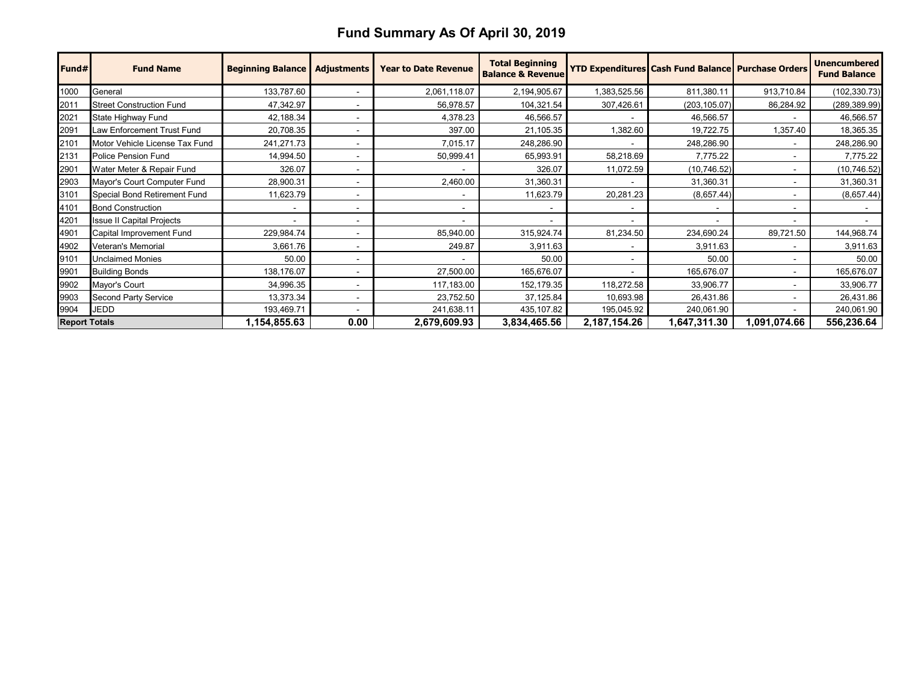# Fund Summary As Of April 30, 2019

| Fund# | Fund Name | Beginning Balance | Adjustments | Year to Date Revenue | Total Beginning Balance & Revenue | YTD Expenditures | Cash Fund Balance | Purchase Orders | Unencumbered Fund Balance |
|---|---|---|---|---|---|---|---|---|---|
| 1000 | General | 133,787.60 | - | 2,061,118.07 | 2,194,905.67 | 1,383,525.56 | 811,380.11 | 913,710.84 | (102,330.73) |
| 2011 | Street Construction Fund | 47,342.97 | - | 56,978.57 | 104,321.54 | 307,426.61 | (203,105.07) | 86,284.92 | (289,389.99) |
| 2021 | State Highway Fund | 42,188.34 | - | 4,378.23 | 46,566.57 | - | 46,566.57 | - | 46,566.57 |
| 2091 | Law Enforcement Trust Fund | 20,708.35 | - | 397.00 | 21,105.35 | 1,382.60 | 19,722.75 | 1,357.40 | 18,365.35 |
| 2101 | Motor Vehicle License Tax Fund | 241,271.73 | - | 7,015.17 | 248,286.90 | - | 248,286.90 | - | 248,286.90 |
| 2131 | Police Pension Fund | 14,994.50 | - | 50,999.41 | 65,993.91 | 58,218.69 | 7,775.22 | - | 7,775.22 |
| 2901 | Water Meter & Repair Fund | 326.07 | - | - | 326.07 | 11,072.59 | (10,746.52) | - | (10,746.52) |
| 2903 | Mayor's Court Computer Fund | 28,900.31 | - | 2,460.00 | 31,360.31 | - | 31,360.31 | - | 31,360.31 |
| 3101 | Special Bond Retirement Fund | 11,623.79 | - | - | 11,623.79 | 20,281.23 | (8,657.44) | - | (8,657.44) |
| 4101 | Bond Construction | - | - | - | - | - | - | - | - |
| 4201 | Issue II Capital Projects | - | - | - | - | - | - | - | - |
| 4901 | Capital Improvement Fund | 229,984.74 | - | 85,940.00 | 315,924.74 | 81,234.50 | 234,690.24 | 89,721.50 | 144,968.74 |
| 4902 | Veteran's Memorial | 3,661.76 | - | 249.87 | 3,911.63 | - | 3,911.63 | - | 3,911.63 |
| 9101 | Unclaimed Monies | 50.00 | - | - | 50.00 | - | 50.00 | - | 50.00 |
| 9901 | Building Bonds | 138,176.07 | - | 27,500.00 | 165,676.07 | - | 165,676.07 | - | 165,676.07 |
| 9902 | Mayor's Court | 34,996.35 | - | 117,183.00 | 152,179.35 | 118,272.58 | 33,906.77 | - | 33,906.77 |
| 9903 | Second Party Service | 13,373.34 | - | 23,752.50 | 37,125.84 | 10,693.98 | 26,431.86 | - | 26,431.86 |
| 9904 | JEDD | 193,469.71 | - | 241,638.11 | 435,107.82 | 195,045.92 | 240,061.90 | - | 240,061.90 |
| **Report Totals** | | **1,154,855.63** | **0.00** | **2,679,609.93** | **3,834,465.56** | **2,187,154.26** | **1,647,311.30** | **1,091,074.66** | **556,236.64** |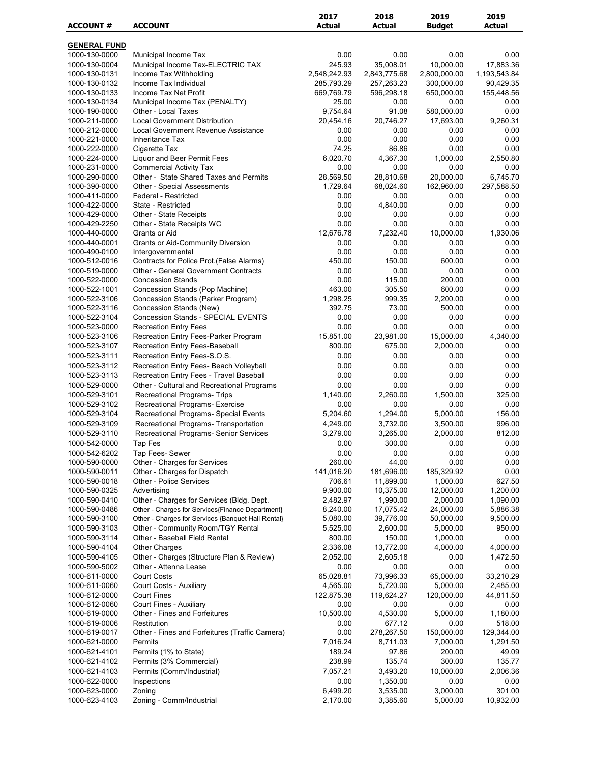| ACCOUNT # | ACCOUNT | 2017 Actual | 2018 Actual | 2019 Budget | 2019 Actual |
|---|---|---|---|---|---|
| **GENERAL FUND** | | | | | |
| 1000-130-0000 | Municipal Income Tax | 0.00 | 0.00 | 0.00 | 0.00 |
| 1000-130-0004 | Municipal Income Tax-ELECTRIC TAX | 245.93 | 35,008.01 | 10,000.00 | 17,883.36 |
| 1000-130-0131 | Income Tax Withholding | 2,548,242.93 | 2,843,775.68 | 2,800,000.00 | 1,193,543.84 |
| 1000-130-0132 | Income Tax Individual | 285,793.29 | 257,263.23 | 300,000.00 | 90,429.35 |
| 1000-130-0133 | Income Tax Net Profit | 669,769.79 | 596,298.18 | 650,000.00 | 155,448.56 |
| 1000-130-0134 | Municipal Income Tax (PENALTY) | 25.00 | 0.00 | 0.00 | 0.00 |
| 1000-190-0000 | Other - Local Taxes | 9,754.64 | 91.08 | 580,000.00 | 0.00 |
| 1000-211-0000 | Local Government Distribution | 20,454.16 | 20,746.27 | 17,693.00 | 9,260.31 |
| 1000-212-0000 | Local Government Revenue Assistance | 0.00 | 0.00 | 0.00 | 0.00 |
| 1000-221-0000 | Inheritance Tax | 0.00 | 0.00 | 0.00 | 0.00 |
| 1000-222-0000 | Cigarette Tax | 74.25 | 86.86 | 0.00 | 0.00 |
| 1000-224-0000 | Liquor and Beer Permit Fees | 6,020.70 | 4,367.30 | 1,000.00 | 2,550.80 |
| 1000-231-0000 | Commercial Activity Tax | 0.00 | 0.00 | 0.00 | 0.00 |
| 1000-290-0000 | Other - State Shared Taxes and Permits | 28,569.50 | 28,810.68 | 20,000.00 | 6,745.70 |
| 1000-390-0000 | Other - Special Assessments | 1,729.64 | 68,024.60 | 162,960.00 | 297,588.50 |
| 1000-411-0000 | Federal - Restricted | 0.00 | 0.00 | 0.00 | 0.00 |
| 1000-422-0000 | State - Restricted | 0.00 | 4,840.00 | 0.00 | 0.00 |
| 1000-429-0000 | Other - State Receipts | 0.00 | 0.00 | 0.00 | 0.00 |
| 1000-429-2250 | Other - State Receipts WC | 0.00 | 0.00 | 0.00 | 0.00 |
| 1000-440-0000 | Grants or Aid | 12,676.78 | 7,232.40 | 10,000.00 | 1,930.06 |
| 1000-440-0001 | Grants or Aid-Community Diversion | 0.00 | 0.00 | 0.00 | 0.00 |
| 1000-490-0100 | Intergovernmental | 0.00 | 0.00 | 0.00 | 0.00 |
| 1000-512-0016 | Contracts for Police Prot.(False Alarms) | 450.00 | 150.00 | 600.00 | 0.00 |
| 1000-519-0000 | Other - General Government Contracts | 0.00 | 0.00 | 0.00 | 0.00 |
| 1000-522-0000 | Concession Stands | 0.00 | 115.00 | 200.00 | 0.00 |
| 1000-522-1001 | Concession Stands (Pop Machine) | 463.00 | 305.50 | 600.00 | 0.00 |
| 1000-522-3106 | Concession Stands (Parker Program) | 1,298.25 | 999.35 | 2,200.00 | 0.00 |
| 1000-522-3116 | Concession Stands (New) | 392.75 | 73.00 | 500.00 | 0.00 |
| 1000-522-3104 | Concession Stands - SPECIAL EVENTS | 0.00 | 0.00 | 0.00 | 0.00 |
| 1000-523-0000 | Recreation Entry Fees | 0.00 | 0.00 | 0.00 | 0.00 |
| 1000-523-3106 | Recreation Entry Fees-Parker Program | 15,851.00 | 23,981.00 | 15,000.00 | 4,340.00 |
| 1000-523-3107 | Recreation Entry Fees-Baseball | 800.00 | 675.00 | 2,000.00 | 0.00 |
| 1000-523-3111 | Recreation Entry Fees-S.O.S. | 0.00 | 0.00 | 0.00 | 0.00 |
| 1000-523-3112 | Recreation Entry Fees- Beach Volleyball | 0.00 | 0.00 | 0.00 | 0.00 |
| 1000-523-3113 | Recreation Entry Fees - Travel Baseball | 0.00 | 0.00 | 0.00 | 0.00 |
| 1000-529-0000 | Other - Cultural and Recreational Programs | 0.00 | 0.00 | 0.00 | 0.00 |
| 1000-529-3101 | Recreational Programs- Trips | 1,140.00 | 2,260.00 | 1,500.00 | 325.00 |
| 1000-529-3102 | Recreational Programs- Exercise | 0.00 | 0.00 | 0.00 | 0.00 |
| 1000-529-3104 | Recreational Programs- Special Events | 5,204.60 | 1,294.00 | 5,000.00 | 156.00 |
| 1000-529-3109 | Recreational Programs- Transportation | 4,249.00 | 3,732.00 | 3,500.00 | 996.00 |
| 1000-529-3110 | Recreational Programs- Senior Services | 3,279.00 | 3,265.00 | 2,000.00 | 812.00 |
| 1000-542-0000 | Tap Fes | 0.00 | 300.00 | 0.00 | 0.00 |
| 1000-542-6202 | Tap Fees- Sewer | 0.00 | 0.00 | 0.00 | 0.00 |
| 1000-590-0000 | Other - Charges for Services | 260.00 | 44.00 | 0.00 | 0.00 |
| 1000-590-0011 | Other - Charges for Dispatch | 141,016.20 | 181,696.00 | 185,329.92 | 0.00 |
| 1000-590-0018 | Other - Police Services | 706.61 | 11,899.00 | 1,000.00 | 627.50 |
| 1000-590-0325 | Advertising | 9,900.00 | 10,375.00 | 12,000.00 | 1,200.00 |
| 1000-590-0410 | Other - Charges for Services (Bldg. Dept. | 2,482.97 | 1,990.00 | 2,000.00 | 1,090.00 |
| 1000-590-0486 | Other - Charges for Services{Finance Department} | 8,240.00 | 17,075.42 | 24,000.00 | 5,886.38 |
| 1000-590-3100 | Other - Charges for Services {Banquet Hall Rental} | 5,080.00 | 39,776.00 | 50,000.00 | 9,500.00 |
| 1000-590-3103 | Other - Community Room/TGY Rental | 5,525.00 | 2,600.00 | 5,000.00 | 950.00 |
| 1000-590-3114 | Other - Baseball Field Rental | 800.00 | 150.00 | 1,000.00 | 0.00 |
| 1000-590-4104 | Other Charges | 2,336.08 | 13,772.00 | 4,000.00 | 4,000.00 |
| 1000-590-4105 | Other - Charges (Structure Plan & Review) | 2,052.00 | 2,605.18 | 0.00 | 1,472.50 |
| 1000-590-5002 | Other - Attenna Lease | 0.00 | 0.00 | 0.00 | 0.00 |
| 1000-611-0000 | Court Costs | 65,028.81 | 73,996.33 | 65,000.00 | 33,210.29 |
| 1000-611-0060 | Court Costs - Auxiliary | 4,565.00 | 5,720.00 | 5,000.00 | 2,485.00 |
| 1000-612-0000 | Court Fines | 122,875.38 | 119,624.27 | 120,000.00 | 44,811.50 |
| 1000-612-0060 | Court Fines - Auxiliary | 0.00 | 0.00 | 0.00 | 0.00 |
| 1000-619-0000 | Other - Fines and Forfeitures | 10,500.00 | 4,530.00 | 5,000.00 | 1,180.00 |
| 1000-619-0006 | Restitution | 0.00 | 677.12 | 0.00 | 518.00 |
| 1000-619-0017 | Other - Fines and Forfeitures (Traffic Camera) | 0.00 | 278,267.50 | 150,000.00 | 129,344.00 |
| 1000-621-0000 | Permits | 7,016.24 | 8,711.03 | 7,000.00 | 1,291.50 |
| 1000-621-4101 | Permits (1% to State) | 189.24 | 97.86 | 200.00 | 49.09 |
| 1000-621-4102 | Permits (3% Commercial) | 238.99 | 135.74 | 300.00 | 135.77 |
| 1000-621-4103 | Permits (Comm/Industrial) | 7,057.21 | 3,493.20 | 10,000.00 | 2,006.36 |
| 1000-622-0000 | Inspections | 0.00 | 1,350.00 | 0.00 | 0.00 |
| 1000-623-0000 | Zoning | 6,499.20 | 3,535.00 | 3,000.00 | 301.00 |
| 1000-623-4103 | Zoning - Comm/Industrial | 2,170.00 | 3,385.60 | 5,000.00 | 10,932.00 |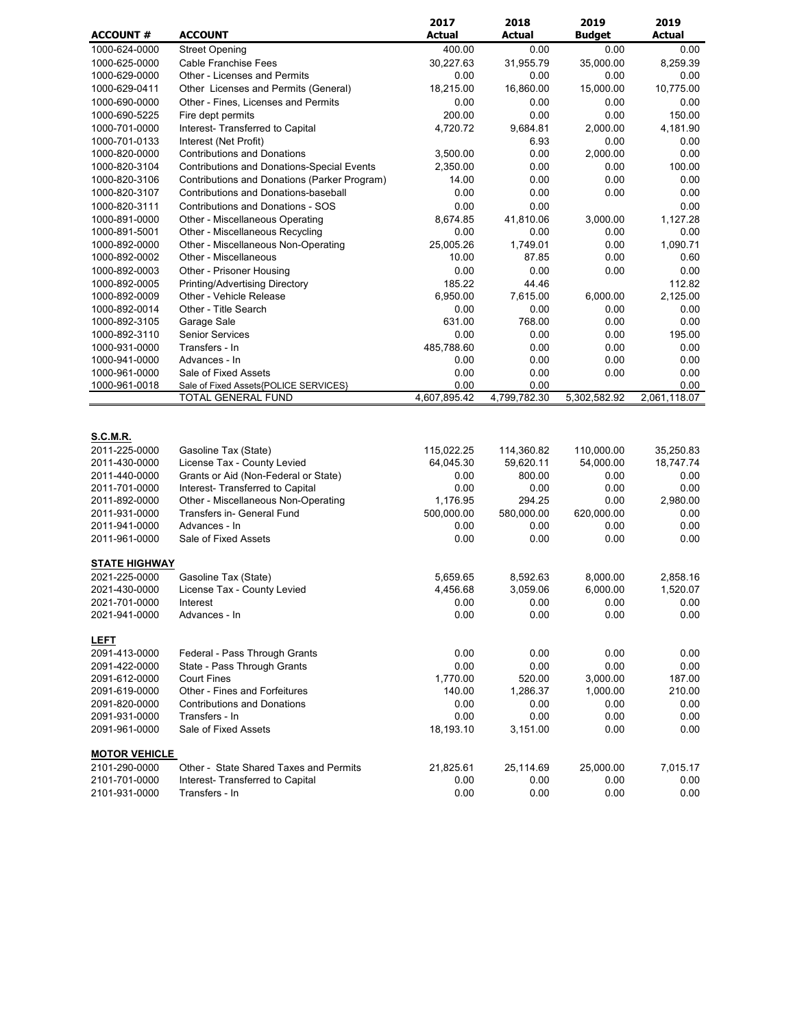| ACCOUNT # | ACCOUNT | 2017 Actual | 2018 Actual | 2019 Budget | 2019 Actual |
|---|---|---|---|---|---|
| 1000-624-0000 | Street Opening | 400.00 | 0.00 | 0.00 | 0.00 |
| 1000-625-0000 | Cable Franchise Fees | 30,227.63 | 31,955.79 | 35,000.00 | 8,259.39 |
| 1000-629-0000 | Other - Licenses and Permits | 0.00 | 0.00 | 0.00 | 0.00 |
| 1000-629-0411 | Other Licenses and Permits (General) | 18,215.00 | 16,860.00 | 15,000.00 | 10,775.00 |
| 1000-690-0000 | Other - Fines, Licenses and Permits | 0.00 | 0.00 | 0.00 | 0.00 |
| 1000-690-5225 | Fire dept permits | 200.00 | 0.00 | 0.00 | 150.00 |
| 1000-701-0000 | Interest- Transferred to Capital | 4,720.72 | 9,684.81 | 2,000.00 | 4,181.90 |
| 1000-701-0133 | Interest (Net Profit) | | 6.93 | 0.00 | 0.00 |
| 1000-820-0000 | Contributions and Donations | 3,500.00 | 0.00 | 2,000.00 | 0.00 |
| 1000-820-3104 | Contributions and Donations-Special Events | 2,350.00 | 0.00 | 0.00 | 100.00 |
| 1000-820-3106 | Contributions and Donations (Parker Program) | 14.00 | 0.00 | 0.00 | 0.00 |
| 1000-820-3107 | Contributions and Donations-baseball | 0.00 | 0.00 | 0.00 | 0.00 |
| 1000-820-3111 | Contributions and Donations - SOS | 0.00 | 0.00 | | 0.00 |
| 1000-891-0000 | Other - Miscellaneous Operating | 8,674.85 | 41,810.06 | 3,000.00 | 1,127.28 |
| 1000-891-5001 | Other - Miscellaneous Recycling | 0.00 | 0.00 | 0.00 | 0.00 |
| 1000-892-0000 | Other - Miscellaneous Non-Operating | 25,005.26 | 1,749.01 | 0.00 | 1,090.71 |
| 1000-892-0002 | Other - Miscellaneous | 10.00 | 87.85 | 0.00 | 0.60 |
| 1000-892-0003 | Other - Prisoner Housing | 0.00 | 0.00 | 0.00 | 0.00 |
| 1000-892-0005 | Printing/Advertising Directory | 185.22 | 44.46 | | 112.82 |
| 1000-892-0009 | Other - Vehicle Release | 6,950.00 | 7,615.00 | 6,000.00 | 2,125.00 |
| 1000-892-0014 | Other - Title Search | 0.00 | 0.00 | 0.00 | 0.00 |
| 1000-892-3105 | Garage Sale | 631.00 | 768.00 | 0.00 | 0.00 |
| 1000-892-3110 | Senior Services | 0.00 | 0.00 | 0.00 | 195.00 |
| 1000-931-0000 | Transfers - In | 485,788.60 | 0.00 | 0.00 | 0.00 |
| 1000-941-0000 | Advances - In | 0.00 | 0.00 | 0.00 | 0.00 |
| 1000-961-0000 | Sale of Fixed Assets | 0.00 | 0.00 | 0.00 | 0.00 |
| 1000-961-0018 | Sale of Fixed Assets{POLICE SERVICES} | 0.00 | 0.00 | | 0.00 |
| | TOTAL GENERAL FUND | 4,607,895.42 | 4,799,782.30 | 5,302,582.92 | 2,061,118.07 |
| | | | | | |
| **S.C.M.R.** | | | | | |
| 2011-225-0000 | Gasoline Tax (State) | 115,022.25 | 114,360.82 | 110,000.00 | 35,250.83 |
| 2011-430-0000 | License Tax - County Levied | 64,045.30 | 59,620.11 | 54,000.00 | 18,747.74 |
| 2011-440-0000 | Grants or Aid (Non-Federal or State) | 0.00 | 800.00 | 0.00 | 0.00 |
| 2011-701-0000 | Interest- Transferred to Capital | 0.00 | 0.00 | 0.00 | 0.00 |
| 2011-892-0000 | Other - Miscellaneous Non-Operating | 1,176.95 | 294.25 | 0.00 | 2,980.00 |
| 2011-931-0000 | Transfers in- General Fund | 500,000.00 | 580,000.00 | 620,000.00 | 0.00 |
| 2011-941-0000 | Advances - In | 0.00 | 0.00 | 0.00 | 0.00 |
| 2011-961-0000 | Sale of Fixed Assets | 0.00 | 0.00 | 0.00 | 0.00 |
| | | | | | |
| **STATE HIGHWAY** | | | | | |
| 2021-225-0000 | Gasoline Tax (State) | 5,659.65 | 8,592.63 | 8,000.00 | 2,858.16 |
| 2021-430-0000 | License Tax - County Levied | 4,456.68 | 3,059.06 | 6,000.00 | 1,520.07 |
| 2021-701-0000 | Interest | 0.00 | 0.00 | 0.00 | 0.00 |
| 2021-941-0000 | Advances - In | 0.00 | 0.00 | 0.00 | 0.00 |
| | | | | | |
| **LEFT** | | | | | |
| 2091-413-0000 | Federal - Pass Through Grants | 0.00 | 0.00 | 0.00 | 0.00 |
| 2091-422-0000 | State - Pass Through Grants | 0.00 | 0.00 | 0.00 | 0.00 |
| 2091-612-0000 | Court Fines | 1,770.00 | 520.00 | 3,000.00 | 187.00 |
| 2091-619-0000 | Other - Fines and Forfeitures | 140.00 | 1,286.37 | 1,000.00 | 210.00 |
| 2091-820-0000 | Contributions and Donations | 0.00 | 0.00 | 0.00 | 0.00 |
| 2091-931-0000 | Transfers - In | 0.00 | 0.00 | 0.00 | 0.00 |
| 2091-961-0000 | Sale of Fixed Assets | 18,193.10 | 3,151.00 | 0.00 | 0.00 |
| | | | | | |
| **MOTOR VEHICLE** | | | | | |
| 2101-290-0000 | Other - State Shared Taxes and Permits | 21,825.61 | 25,114.69 | 25,000.00 | 7,015.17 |
| 2101-701-0000 | Interest- Transferred to Capital | 0.00 | 0.00 | 0.00 | 0.00 |
| 2101-931-0000 | Transfers - In | 0.00 | 0.00 | 0.00 | 0.00 |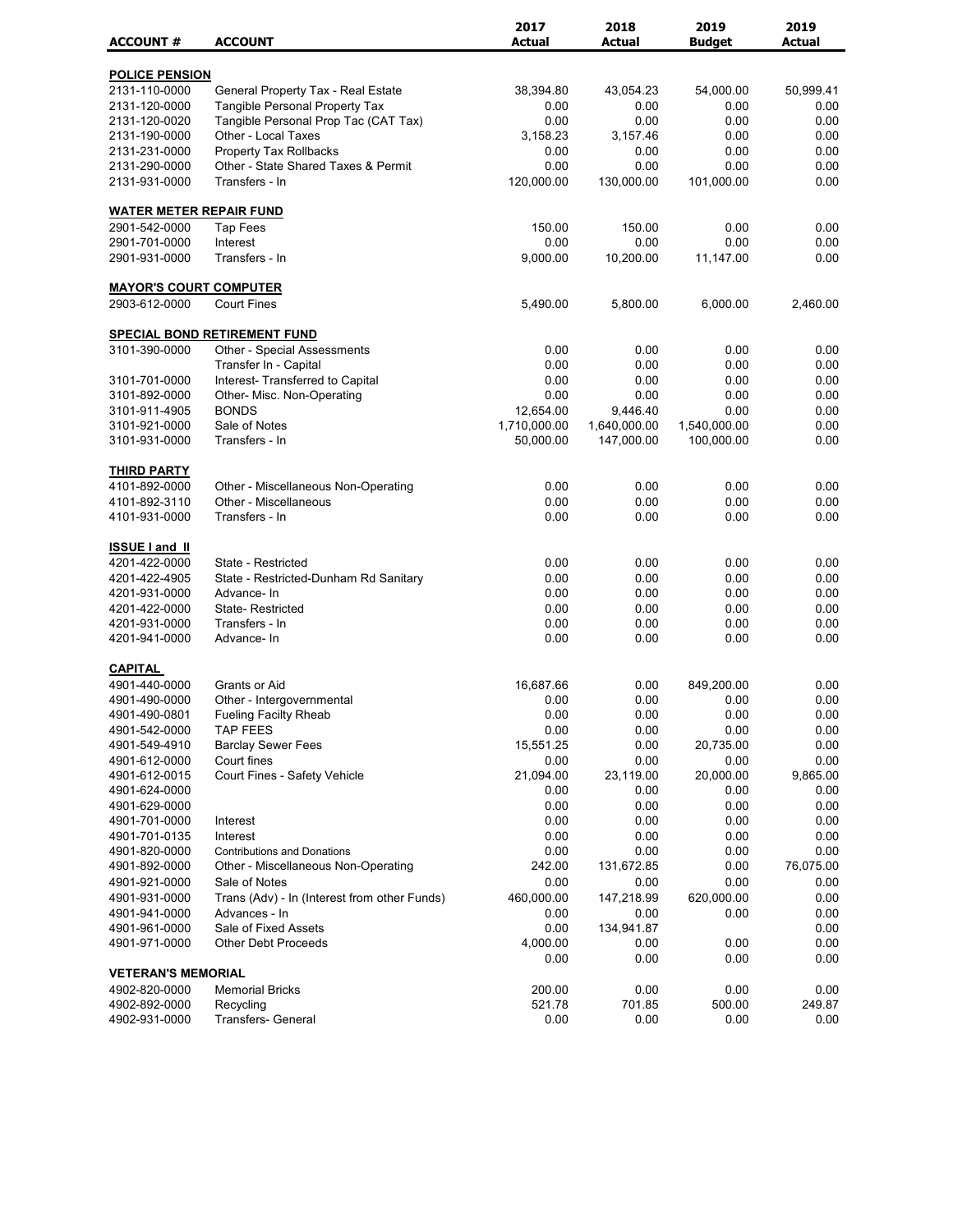| ACCOUNT # | ACCOUNT | 2017 Actual | 2018 Actual | 2019 Budget | 2019 Actual |
|---|---|---|---|---|---|
| **POLICE PENSION** | | | | | |
| 2131-110-0000 | General Property Tax - Real Estate | 38,394.80 | 43,054.23 | 54,000.00 | 50,999.41 |
| 2131-120-0000 | Tangible Personal Property Tax | 0.00 | 0.00 | 0.00 | 0.00 |
| 2131-120-0020 | Tangible Personal Prop Tac (CAT Tax) | 0.00 | 0.00 | 0.00 | 0.00 |
| 2131-190-0000 | Other - Local Taxes | 3,158.23 | 3,157.46 | 0.00 | 0.00 |
| 2131-231-0000 | Property Tax Rollbacks | 0.00 | 0.00 | 0.00 | 0.00 |
| 2131-290-0000 | Other - State Shared Taxes & Permit | 0.00 | 0.00 | 0.00 | 0.00 |
| 2131-931-0000 | Transfers - In | 120,000.00 | 130,000.00 | 101,000.00 | 0.00 |
| **WATER METER REPAIR FUND** | | | | | |
| 2901-542-0000 | Tap Fees | 150.00 | 150.00 | 0.00 | 0.00 |
| 2901-701-0000 | Interest | 0.00 | 0.00 | 0.00 | 0.00 |
| 2901-931-0000 | Transfers - In | 9,000.00 | 10,200.00 | 11,147.00 | 0.00 |
| **MAYOR'S COURT COMPUTER** | | | | | |
| 2903-612-0000 | Court Fines | 5,490.00 | 5,800.00 | 6,000.00 | 2,460.00 |
| **SPECIAL BOND RETIREMENT FUND** | | | | | |
| 3101-390-0000 | Other - Special Assessments | 0.00 | 0.00 | 0.00 | 0.00 |
| | Transfer In - Capital | 0.00 | 0.00 | 0.00 | 0.00 |
| 3101-701-0000 | Interest- Transferred to Capital | 0.00 | 0.00 | 0.00 | 0.00 |
| 3101-892-0000 | Other- Misc. Non-Operating | 0.00 | 0.00 | 0.00 | 0.00 |
| 3101-911-4905 | BONDS | 12,654.00 | 9,446.40 | 0.00 | 0.00 |
| 3101-921-0000 | Sale of Notes | 1,710,000.00 | 1,640,000.00 | 1,540,000.00 | 0.00 |
| 3101-931-0000 | Transfers - In | 50,000.00 | 147,000.00 | 100,000.00 | 0.00 |
| **THIRD PARTY** | | | | | |
| 4101-892-0000 | Other - Miscellaneous Non-Operating | 0.00 | 0.00 | 0.00 | 0.00 |
| 4101-892-3110 | Other - Miscellaneous | 0.00 | 0.00 | 0.00 | 0.00 |
| 4101-931-0000 | Transfers - In | 0.00 | 0.00 | 0.00 | 0.00 |
| **ISSUE I and II** | | | | | |
| 4201-422-0000 | State - Restricted | 0.00 | 0.00 | 0.00 | 0.00 |
| 4201-422-4905 | State - Restricted-Dunham Rd Sanitary | 0.00 | 0.00 | 0.00 | 0.00 |
| 4201-931-0000 | Advance- In | 0.00 | 0.00 | 0.00 | 0.00 |
| 4201-422-0000 | State- Restricted | 0.00 | 0.00 | 0.00 | 0.00 |
| 4201-931-0000 | Transfers - In | 0.00 | 0.00 | 0.00 | 0.00 |
| 4201-941-0000 | Advance- In | 0.00 | 0.00 | 0.00 | 0.00 |
| **CAPITAL** | | | | | |
| 4901-440-0000 | Grants or Aid | 16,687.66 | 0.00 | 849,200.00 | 0.00 |
| 4901-490-0000 | Other - Intergovernmental | 0.00 | 0.00 | 0.00 | 0.00 |
| 4901-490-0801 | Fueling Facilty Rheab | 0.00 | 0.00 | 0.00 | 0.00 |
| 4901-542-0000 | TAP FEES | 0.00 | 0.00 | 0.00 | 0.00 |
| 4901-549-4910 | Barclay Sewer Fees | 15,551.25 | 0.00 | 20,735.00 | 0.00 |
| 4901-612-0000 | Court fines | 0.00 | 0.00 | 0.00 | 0.00 |
| 4901-612-0015 | Court Fines - Safety Vehicle | 21,094.00 | 23,119.00 | 20,000.00 | 9,865.00 |
| 4901-624-0000 | | 0.00 | 0.00 | 0.00 | 0.00 |
| 4901-629-0000 | | 0.00 | 0.00 | 0.00 | 0.00 |
| 4901-701-0000 | Interest | 0.00 | 0.00 | 0.00 | 0.00 |
| 4901-701-0135 | Interest | 0.00 | 0.00 | 0.00 | 0.00 |
| 4901-820-0000 | Contributions and Donations | 0.00 | 0.00 | 0.00 | 0.00 |
| 4901-892-0000 | Other - Miscellaneous Non-Operating | 242.00 | 131,672.85 | 0.00 | 76,075.00 |
| 4901-921-0000 | Sale of Notes | 0.00 | 0.00 | 0.00 | 0.00 |
| 4901-931-0000 | Trans (Adv) - In (Interest from other Funds) | 460,000.00 | 147,218.99 | 620,000.00 | 0.00 |
| 4901-941-0000 | Advances - In | 0.00 | 0.00 | 0.00 | 0.00 |
| 4901-961-0000 | Sale of Fixed Assets | 0.00 | 134,941.87 | | 0.00 |
| 4901-971-0000 | Other Debt Proceeds | 4,000.00 | 0.00 | 0.00 | 0.00 |
| | | 0.00 | 0.00 | 0.00 | 0.00 |
| **VETERAN'S MEMORIAL** | | | | | |
| 4902-820-0000 | Memorial Bricks | 200.00 | 0.00 | 0.00 | 0.00 |
| 4902-892-0000 | Recycling | 521.78 | 701.85 | 500.00 | 249.87 |
| 4902-931-0000 | Transfers- General | 0.00 | 0.00 | 0.00 | 0.00 |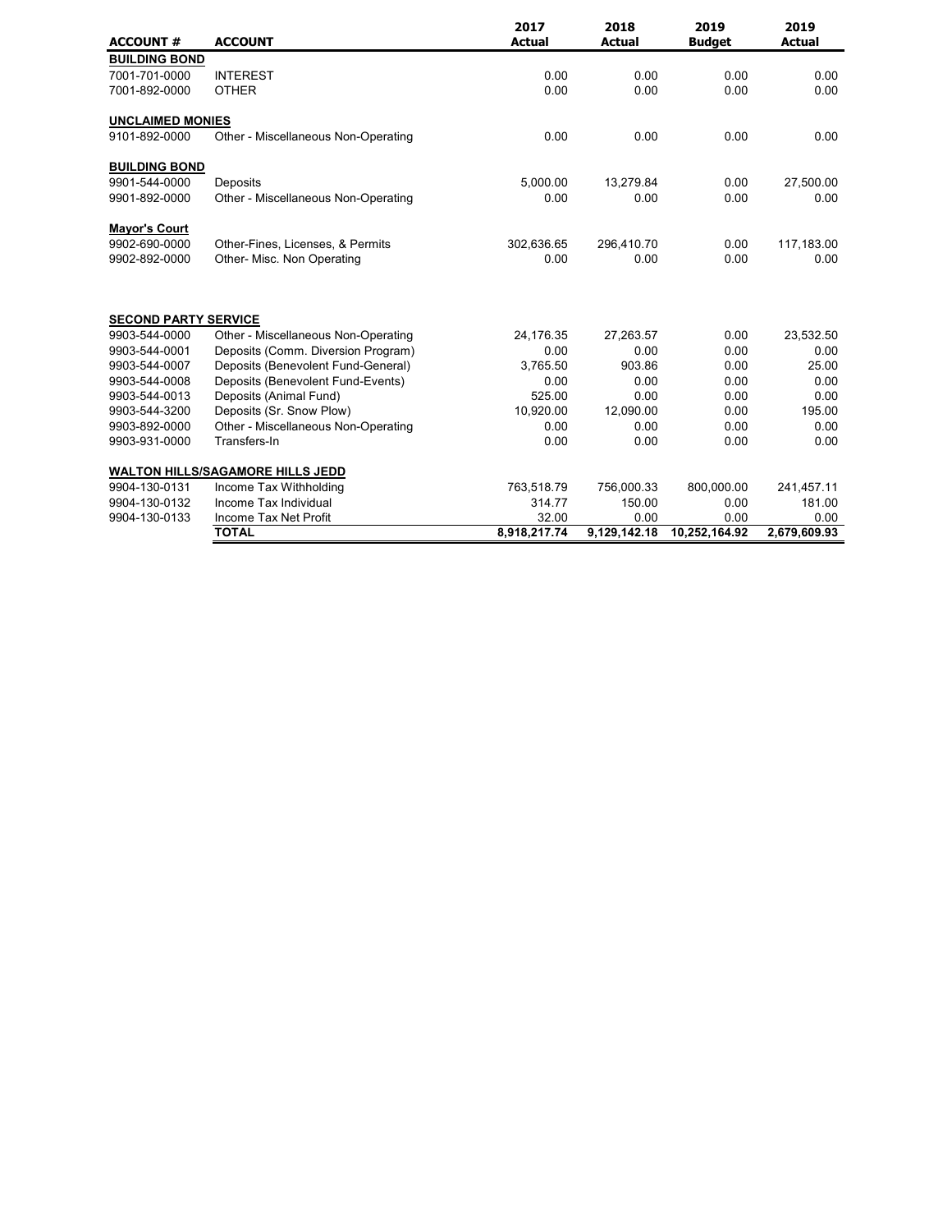| ACCOUNT # | ACCOUNT | 2017 Actual | 2018 Actual | 2019 Budget | 2019 Actual |
|---|---|---|---|---|---|
| **BUILDING BOND** | | | | | |
| 7001-701-0000 | INTEREST | 0.00 | 0.00 | 0.00 | 0.00 |
| 7001-892-0000 | OTHER | 0.00 | 0.00 | 0.00 | 0.00 |
| **UNCLAIMED MONIES** | | | | | |
| 9101-892-0000 | Other - Miscellaneous Non-Operating | 0.00 | 0.00 | 0.00 | 0.00 |
| **BUILDING BOND** | | | | | |
| 9901-544-0000 | Deposits | 5,000.00 | 13,279.84 | 0.00 | 27,500.00 |
| 9901-892-0000 | Other - Miscellaneous Non-Operating | 0.00 | 0.00 | 0.00 | 0.00 |
| **Mayor's Court** | | | | | |
| 9902-690-0000 | Other-Fines, Licenses, & Permits | 302,636.65 | 296,410.70 | 0.00 | 117,183.00 |
| 9902-892-0000 | Other- Misc. Non Operating | 0.00 | 0.00 | 0.00 | 0.00 |
| **SECOND PARTY SERVICE** | | | | | |
| 9903-544-0000 | Other - Miscellaneous Non-Operating | 24,176.35 | 27,263.57 | 0.00 | 23,532.50 |
| 9903-544-0001 | Deposits (Comm. Diversion Program) | 0.00 | 0.00 | 0.00 | 0.00 |
| 9903-544-0007 | Deposits (Benevolent Fund-General) | 3,765.50 | 903.86 | 0.00 | 25.00 |
| 9903-544-0008 | Deposits (Benevolent Fund-Events) | 0.00 | 0.00 | 0.00 | 0.00 |
| 9903-544-0013 | Deposits (Animal Fund) | 525.00 | 0.00 | 0.00 | 0.00 |
| 9903-544-3200 | Deposits (Sr. Snow Plow) | 10,920.00 | 12,090.00 | 0.00 | 195.00 |
| 9903-892-0000 | Other - Miscellaneous Non-Operating | 0.00 | 0.00 | 0.00 | 0.00 |
| 9903-931-0000 | Transfers-In | 0.00 | 0.00 | 0.00 | 0.00 |
| **WALTON HILLS/SAGAMORE HILLS JEDD** | | | | | |
| 9904-130-0131 | Income Tax Withholding | 763,518.79 | 756,000.33 | 800,000.00 | 241,457.11 |
| 9904-130-0132 | Income Tax Individual | 314.77 | 150.00 | 0.00 | 181.00 |
| 9904-130-0133 | Income Tax Net Profit | 32.00 | 0.00 | 0.00 | 0.00 |
| | **TOTAL** | **8,918,217.74** | **9,129,142.18** | **10,252,164.92** | **2,679,609.93** |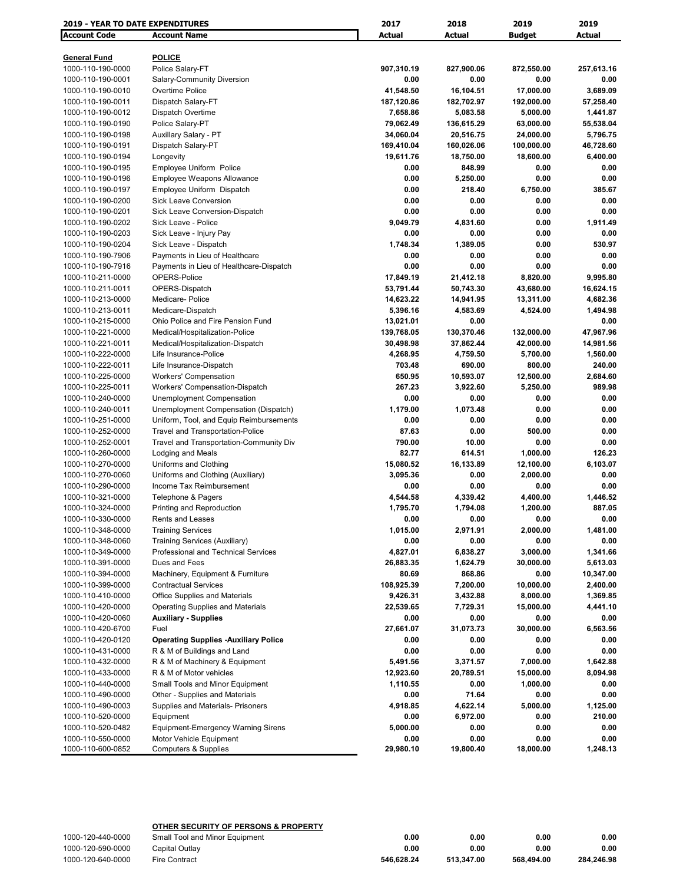| 2019 - YEAR TO DATE EXPENDITURES | | 2017 | 2018 | 2019 | 2019 |
|---|---|---|---|---|---|
| **Account Code** | **Account Name** | **Actual** | **Actual** | **Budget** | **Actual** |
| **General Fund** | **POLICE** | | | | |
| 1000-110-190-0000 | Police Salary-FT | 907,310.19 | 827,900.06 | 872,550.00 | 257,613.16 |
| 1000-110-190-0001 | Salary-Community Diversion | 0.00 | 0.00 | 0.00 | 0.00 |
| 1000-110-190-0010 | Overtime Police | 41,548.50 | 16,104.51 | 17,000.00 | 3,689.09 |
| 1000-110-190-0011 | Dispatch Salary-FT | 187,120.86 | 182,702.97 | 192,000.00 | 57,258.40 |
| 1000-110-190-0012 | Dispatch Overtime | 7,658.86 | 5,083.58 | 5,000.00 | 1,441.87 |
| 1000-110-190-0190 | Police Salary-PT | 79,062.49 | 136,615.29 | 63,000.00 | 55,538.04 |
| 1000-110-190-0198 | Auxillary Salary - PT | 34,060.04 | 20,516.75 | 24,000.00 | 5,796.75 |
| 1000-110-190-0191 | Dispatch Salary-PT | 169,410.04 | 160,026.06 | 100,000.00 | 46,728.60 |
| 1000-110-190-0194 | Longevity | 19,611.76 | 18,750.00 | 18,600.00 | 6,400.00 |
| 1000-110-190-0195 | Employee Uniform Police | 0.00 | 848.99 | 0.00 | 0.00 |
| 1000-110-190-0196 | Employee Weapons Allowance | 0.00 | 5,250.00 | 0.00 | 0.00 |
| 1000-110-190-0197 | Employee Uniform Dispatch | 0.00 | 218.40 | 6,750.00 | 385.67 |
| 1000-110-190-0200 | Sick Leave Conversion | 0.00 | 0.00 | 0.00 | 0.00 |
| 1000-110-190-0201 | Sick Leave Conversion-Dispatch | 0.00 | 0.00 | 0.00 | 0.00 |
| 1000-110-190-0202 | Sick Leave - Police | 9,049.79 | 4,831.60 | 0.00 | 1,911.49 |
| 1000-110-190-0203 | Sick Leave - Injury Pay | 0.00 | 0.00 | 0.00 | 0.00 |
| 1000-110-190-0204 | Sick Leave - Dispatch | 1,748.34 | 1,389.05 | 0.00 | 530.97 |
| 1000-110-190-7906 | Payments in Lieu of Healthcare | 0.00 | 0.00 | 0.00 | 0.00 |
| 1000-110-190-7916 | Payments in Lieu of Healthcare-Dispatch | 0.00 | 0.00 | 0.00 | 0.00 |
| 1000-110-211-0000 | OPERS-Police | 17,849.19 | 21,412.18 | 8,820.00 | 9,995.80 |
| 1000-110-211-0011 | OPERS-Dispatch | 53,791.44 | 50,743.30 | 43,680.00 | 16,624.15 |
| 1000-110-213-0000 | Medicare- Police | 14,623.22 | 14,941.95 | 13,311.00 | 4,682.36 |
| 1000-110-213-0011 | Medicare-Dispatch | 5,396.16 | 4,583.69 | 4,524.00 | 1,494.98 |
| 1000-110-215-0000 | Ohio Police and Fire Pension Fund | 13,021.01 | 0.00 | | 0.00 |
| 1000-110-221-0000 | Medical/Hospitalization-Police | 139,768.05 | 130,370.46 | 132,000.00 | 47,967.96 |
| 1000-110-221-0011 | Medical/Hospitalization-Dispatch | 30,498.98 | 37,862.44 | 42,000.00 | 14,981.56 |
| 1000-110-222-0000 | Life Insurance-Police | 4,268.95 | 4,759.50 | 5,700.00 | 1,560.00 |
| 1000-110-222-0011 | Life Insurance-Dispatch | 703.48 | 690.00 | 800.00 | 240.00 |
| 1000-110-225-0000 | Workers' Compensation | 650.95 | 10,593.07 | 12,500.00 | 2,684.60 |
| 1000-110-225-0011 | Workers' Compensation-Dispatch | 267.23 | 3,922.60 | 5,250.00 | 989.98 |
| 1000-110-240-0000 | Unemployment Compensation | 0.00 | 0.00 | 0.00 | 0.00 |
| 1000-110-240-0011 | Unemployment Compensation (Dispatch) | 1,179.00 | 1,073.48 | 0.00 | 0.00 |
| 1000-110-251-0000 | Uniform, Tool, and Equip Reimbursements | 0.00 | 0.00 | 0.00 | 0.00 |
| 1000-110-252-0000 | Travel and Transportation-Police | 87.63 | 0.00 | 500.00 | 0.00 |
| 1000-110-252-0001 | Travel and Transportation-Community Div | 790.00 | 10.00 | 0.00 | 0.00 |
| 1000-110-260-0000 | Lodging and Meals | 82.77 | 614.51 | 1,000.00 | 126.23 |
| 1000-110-270-0000 | Uniforms and Clothing | 15,080.52 | 16,133.89 | 12,100.00 | 6,103.07 |
| 1000-110-270-0060 | Uniforms and Clothing (Auxiliary) | 3,095.36 | 0.00 | 2,000.00 | 0.00 |
| 1000-110-290-0000 | Income Tax Reimbursement | 0.00 | 0.00 | 0.00 | 0.00 |
| 1000-110-321-0000 | Telephone & Pagers | 4,544.58 | 4,339.42 | 4,400.00 | 1,446.52 |
| 1000-110-324-0000 | Printing and Reproduction | 1,795.70 | 1,794.08 | 1,200.00 | 887.05 |
| 1000-110-330-0000 | Rents and Leases | 0.00 | 0.00 | 0.00 | 0.00 |
| 1000-110-348-0000 | Training Services | 1,015.00 | 2,971.91 | 2,000.00 | 1,481.00 |
| 1000-110-348-0060 | Training Services (Auxiliary) | 0.00 | 0.00 | 0.00 | 0.00 |
| 1000-110-349-0000 | Professional and Technical Services | 4,827.01 | 6,838.27 | 3,000.00 | 1,341.66 |
| 1000-110-391-0000 | Dues and Fees | 26,883.35 | 1,624.79 | 30,000.00 | 5,613.03 |
| 1000-110-394-0000 | Machinery, Equipment & Furniture | 80.69 | 868.86 | 0.00 | 10,347.00 |
| 1000-110-399-0000 | Contractual Services | 108,925.39 | 7,200.00 | 10,000.00 | 2,400.00 |
| 1000-110-410-0000 | Office Supplies and Materials | 9,426.31 | 3,432.88 | 8,000.00 | 1,369.85 |
| 1000-110-420-0000 | Operating Supplies and Materials | 22,539.65 | 7,729.31 | 15,000.00 | 4,441.10 |
| 1000-110-420-0060 | **Auxiliary - Supplies** | 0.00 | 0.00 | 0.00 | 0.00 |
| 1000-110-420-6700 | Fuel | 27,661.07 | 31,073.73 | 30,000.00 | 6,563.56 |
| 1000-110-420-0120 | **Operating Supplies -Auxiliary Police** | 0.00 | 0.00 | 0.00 | 0.00 |
| 1000-110-431-0000 | R & M of Buildings and Land | 0.00 | 0.00 | 0.00 | 0.00 |
| 1000-110-432-0000 | R & M of Machinery & Equipment | 5,491.56 | 3,371.57 | 7,000.00 | 1,642.88 |
| 1000-110-433-0000 | R & M of Motor vehicles | 12,923.60 | 20,789.51 | 15,000.00 | 8,094.98 |
| 1000-110-440-0000 | Small Tools and Minor Equipment | 1,110.55 | 0.00 | 1,000.00 | 0.00 |
| 1000-110-490-0000 | Other - Supplies and Materials | 0.00 | 71.64 | 0.00 | 0.00 |
| 1000-110-490-0003 | Supplies and Materials- Prisoners | 4,918.85 | 4,622.14 | 5,000.00 | 1,125.00 |
| 1000-110-520-0000 | Equipment | 0.00 | 6,972.00 | 0.00 | 210.00 |
| 1000-110-520-0482 | Equipment-Emergency Warning Sirens | 5,000.00 | 0.00 | 0.00 | 0.00 |
| 1000-110-550-0000 | Motor Vehicle Equipment | 0.00 | 0.00 | 0.00 | 0.00 |
| 1000-110-600-0852 | Computers & Supplies | 29,980.10 | 19,800.40 | 18,000.00 | 1,248.13 |

| | **OTHER SECURITY OF PERSONS & PROPERTY** | | | | |
|---|---|---|---|---|---|
| 1000-120-440-0000 | Small Tool and Minor Equipment | 0.00 | 0.00 | 0.00 | 0.00 |
| 1000-120-590-0000 | Capital Outlay | 0.00 | 0.00 | 0.00 | 0.00 |
| 1000-120-640-0000 | Fire Contract | 546,628.24 | 513,347.00 | 568,494.00 | 284,246.98 |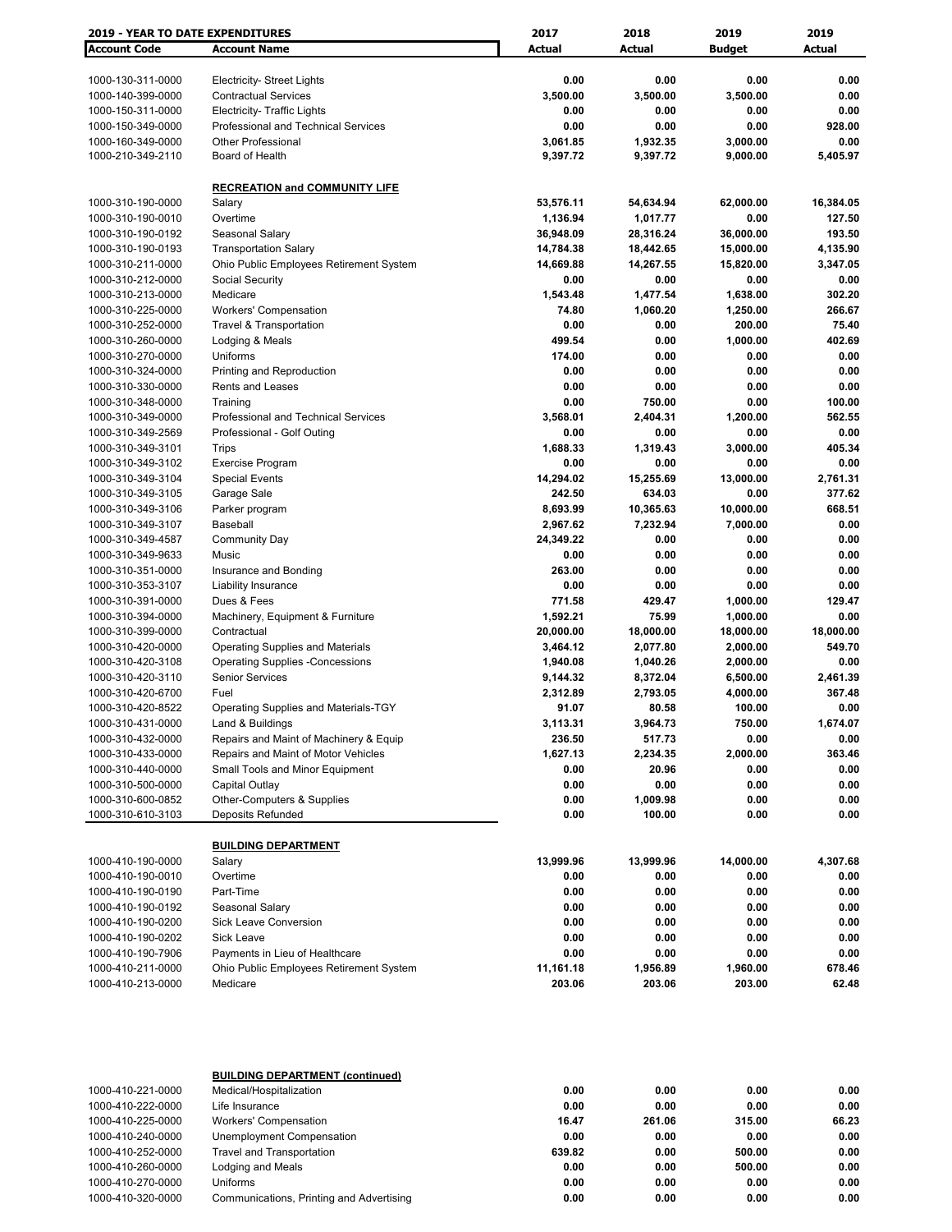| 2019 - YEAR TO DATE EXPENDITURES | | 2017 | 2018 | 2019 | 2019 |
|---|---|---|---|---|---|
| **Account Code** | **Account Name** | **Actual** | **Actual** | **Budget** | **Actual** |
| 1000-130-311-0000 | Electricity- Street Lights | 0.00 | 0.00 | 0.00 | 0.00 |
| 1000-140-399-0000 | Contractual Services | 3,500.00 | 3,500.00 | 3,500.00 | 0.00 |
| 1000-150-311-0000 | Electricity- Traffic Lights | 0.00 | 0.00 | 0.00 | 0.00 |
| 1000-150-349-0000 | Professional and Technical Services | 0.00 | 0.00 | 0.00 | 928.00 |
| 1000-160-349-0000 | Other Professional | 3,061.85 | 1,932.35 | 3,000.00 | 0.00 |
| 1000-210-349-2110 | Board of Health | 9,397.72 | 9,397.72 | 9,000.00 | 5,405.97 |
| | **RECREATION and COMMUNITY LIFE** | | | | |
| 1000-310-190-0000 | Salary | 53,576.11 | 54,634.94 | 62,000.00 | 16,384.05 |
| 1000-310-190-0010 | Overtime | 1,136.94 | 1,017.77 | 0.00 | 127.50 |
| 1000-310-190-0192 | Seasonal Salary | 36,948.09 | 28,316.24 | 36,000.00 | 193.50 |
| 1000-310-190-0193 | Transportation Salary | 14,784.38 | 18,442.65 | 15,000.00 | 4,135.90 |
| 1000-310-211-0000 | Ohio Public Employees Retirement System | 14,669.88 | 14,267.55 | 15,820.00 | 3,347.05 |
| 1000-310-212-0000 | Social Security | 0.00 | 0.00 | 0.00 | 0.00 |
| 1000-310-213-0000 | Medicare | 1,543.48 | 1,477.54 | 1,638.00 | 302.20 |
| 1000-310-225-0000 | Workers' Compensation | 74.80 | 1,060.20 | 1,250.00 | 266.67 |
| 1000-310-252-0000 | Travel & Transportation | 0.00 | 0.00 | 200.00 | 75.40 |
| 1000-310-260-0000 | Lodging & Meals | 499.54 | 0.00 | 1,000.00 | 402.69 |
| 1000-310-270-0000 | Uniforms | 174.00 | 0.00 | 0.00 | 0.00 |
| 1000-310-324-0000 | Printing and Reproduction | 0.00 | 0.00 | 0.00 | 0.00 |
| 1000-310-330-0000 | Rents and Leases | 0.00 | 0.00 | 0.00 | 0.00 |
| 1000-310-348-0000 | Training | 0.00 | 750.00 | 0.00 | 100.00 |
| 1000-310-349-0000 | Professional and Technical Services | 3,568.01 | 2,404.31 | 1,200.00 | 562.55 |
| 1000-310-349-2569 | Professional - Golf Outing | 0.00 | 0.00 | 0.00 | 0.00 |
| 1000-310-349-3101 | Trips | 1,688.33 | 1,319.43 | 3,000.00 | 405.34 |
| 1000-310-349-3102 | Exercise Program | 0.00 | 0.00 | 0.00 | 0.00 |
| 1000-310-349-3104 | Special Events | 14,294.02 | 15,255.69 | 13,000.00 | 2,761.31 |
| 1000-310-349-3105 | Garage Sale | 242.50 | 634.03 | 0.00 | 377.62 |
| 1000-310-349-3106 | Parker program | 8,693.99 | 10,365.63 | 10,000.00 | 668.51 |
| 1000-310-349-3107 | Baseball | 2,967.62 | 7,232.94 | 7,000.00 | 0.00 |
| 1000-310-349-4587 | Community Day | 24,349.22 | 0.00 | 0.00 | 0.00 |
| 1000-310-349-9633 | Music | 0.00 | 0.00 | 0.00 | 0.00 |
| 1000-310-351-0000 | Insurance and Bonding | 263.00 | 0.00 | 0.00 | 0.00 |
| 1000-310-353-3107 | Liability Insurance | 0.00 | 0.00 | 0.00 | 0.00 |
| 1000-310-391-0000 | Dues & Fees | 771.58 | 429.47 | 1,000.00 | 129.47 |
| 1000-310-394-0000 | Machinery, Equipment & Furniture | 1,592.21 | 75.99 | 1,000.00 | 0.00 |
| 1000-310-399-0000 | Contractual | 20,000.00 | 18,000.00 | 18,000.00 | 18,000.00 |
| 1000-310-420-0000 | Operating Supplies and Materials | 3,464.12 | 2,077.80 | 2,000.00 | 549.70 |
| 1000-310-420-3108 | Operating Supplies -Concessions | 1,940.08 | 1,040.26 | 2,000.00 | 0.00 |
| 1000-310-420-3110 | Senior Services | 9,144.32 | 8,372.04 | 6,500.00 | 2,461.39 |
| 1000-310-420-6700 | Fuel | 2,312.89 | 2,793.05 | 4,000.00 | 367.48 |
| 1000-310-420-8522 | Operating Supplies and Materials-TGY | 91.07 | 80.58 | 100.00 | 0.00 |
| 1000-310-431-0000 | Land & Buildings | 3,113.31 | 3,964.73 | 750.00 | 1,674.07 |
| 1000-310-432-0000 | Repairs and Maint of Machinery & Equip | 236.50 | 517.73 | 0.00 | 0.00 |
| 1000-310-433-0000 | Repairs and Maint of Motor Vehicles | 1,627.13 | 2,234.35 | 2,000.00 | 363.46 |
| 1000-310-440-0000 | Small Tools and Minor Equipment | 0.00 | 20.96 | 0.00 | 0.00 |
| 1000-310-500-0000 | Capital Outlay | 0.00 | 0.00 | 0.00 | 0.00 |
| 1000-310-600-0852 | Other-Computers & Supplies | 0.00 | 1,009.98 | 0.00 | 0.00 |
| 1000-310-610-3103 | Deposits Refunded | 0.00 | 100.00 | 0.00 | 0.00 |
| | **BUILDING DEPARTMENT** | | | | |
| 1000-410-190-0000 | Salary | 13,999.96 | 13,999.96 | 14,000.00 | 4,307.68 |
| 1000-410-190-0010 | Overtime | 0.00 | 0.00 | 0.00 | 0.00 |
| 1000-410-190-0190 | Part-Time | 0.00 | 0.00 | 0.00 | 0.00 |
| 1000-410-190-0192 | Seasonal Salary | 0.00 | 0.00 | 0.00 | 0.00 |
| 1000-410-190-0200 | Sick Leave Conversion | 0.00 | 0.00 | 0.00 | 0.00 |
| 1000-410-190-0202 | Sick Leave | 0.00 | 0.00 | 0.00 | 0.00 |
| 1000-410-190-7906 | Payments in Lieu of Healthcare | 0.00 | 0.00 | 0.00 | 0.00 |
| 1000-410-211-0000 | Ohio Public Employees Retirement System | 11,161.18 | 1,956.89 | 1,960.00 | 678.46 |
| 1000-410-213-0000 | Medicare | 203.06 | 203.06 | 203.00 | 62.48 |
| | **BUILDING DEPARTMENT (continued)** | | | | |
| 1000-410-221-0000 | Medical/Hospitalization | 0.00 | 0.00 | 0.00 | 0.00 |
| 1000-410-222-0000 | Life Insurance | 0.00 | 0.00 | 0.00 | 0.00 |
| 1000-410-225-0000 | Workers' Compensation | 16.47 | 261.06 | 315.00 | 66.23 |
| 1000-410-240-0000 | Unemployment Compensation | 0.00 | 0.00 | 0.00 | 0.00 |
| 1000-410-252-0000 | Travel and Transportation | 639.82 | 0.00 | 500.00 | 0.00 |
| 1000-410-260-0000 | Lodging and Meals | 0.00 | 0.00 | 500.00 | 0.00 |
| 1000-410-270-0000 | Uniforms | 0.00 | 0.00 | 0.00 | 0.00 |
| 1000-410-320-0000 | Communications, Printing and Advertising | 0.00 | 0.00 | 0.00 | 0.00 |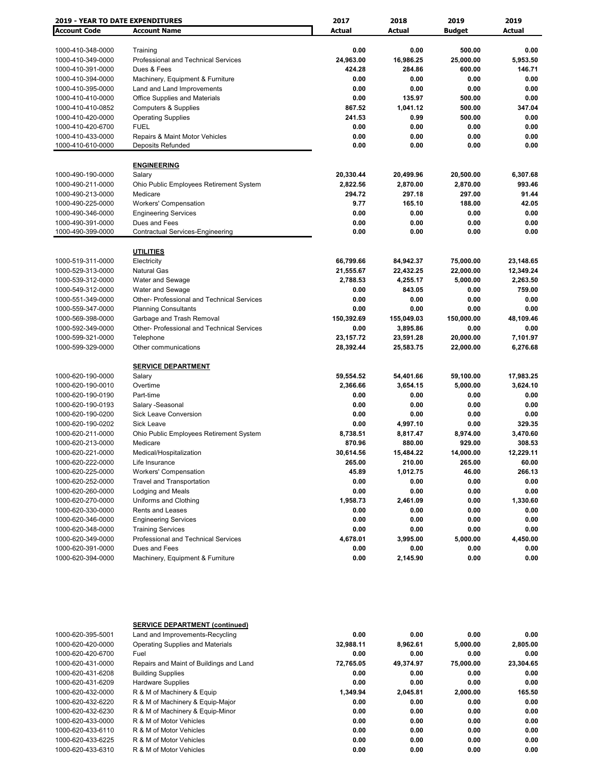| 2019 - YEAR TO DATE EXPENDITURES | | 2017 | 2018 | 2019 | 2019 |
|---|---|---|---|---|---|
| **Account Code** | **Account Name** | **Actual** | **Actual** | **Budget** | **Actual** |
| 1000-410-348-0000 | Training | 0.00 | 0.00 | 500.00 | 0.00 |
| 1000-410-349-0000 | Professional and Technical Services | 24,963.00 | 16,986.25 | 25,000.00 | 5,953.50 |
| 1000-410-391-0000 | Dues & Fees | 424.28 | 284.86 | 600.00 | 146.71 |
| 1000-410-394-0000 | Machinery, Equipment & Furniture | 0.00 | 0.00 | 0.00 | 0.00 |
| 1000-410-395-0000 | Land and Land Improvements | 0.00 | 0.00 | 0.00 | 0.00 |
| 1000-410-410-0000 | Office Supplies and Materials | 0.00 | 135.97 | 500.00 | 0.00 |
| 1000-410-410-0852 | Computers & Supplies | 867.52 | 1,041.12 | 500.00 | 347.04 |
| 1000-410-420-0000 | Operating Supplies | 241.53 | 0.99 | 500.00 | 0.00 |
| 1000-410-420-6700 | FUEL | 0.00 | 0.00 | 0.00 | 0.00 |
| 1000-410-433-0000 | Repairs & Maint Motor Vehicles | 0.00 | 0.00 | 0.00 | 0.00 |
| 1000-410-610-0000 | Deposits Refunded | 0.00 | 0.00 | 0.00 | 0.00 |
| | **ENGINEERING** | | | | |
| 1000-490-190-0000 | Salary | 20,330.44 | 20,499.96 | 20,500.00 | 6,307.68 |
| 1000-490-211-0000 | Ohio Public Employees Retirement System | 2,822.56 | 2,870.00 | 2,870.00 | 993.46 |
| 1000-490-213-0000 | Medicare | 294.72 | 297.18 | 297.00 | 91.44 |
| 1000-490-225-0000 | Workers' Compensation | 9.77 | 165.10 | 188.00 | 42.05 |
| 1000-490-346-0000 | Engineering Services | 0.00 | 0.00 | 0.00 | 0.00 |
| 1000-490-391-0000 | Dues and Fees | 0.00 | 0.00 | 0.00 | 0.00 |
| 1000-490-399-0000 | Contractual Services-Engineering | 0.00 | 0.00 | 0.00 | 0.00 |
| | **UTILITIES** | | | | |
| 1000-519-311-0000 | Electricity | 66,799.66 | 84,942.37 | 75,000.00 | 23,148.65 |
| 1000-529-313-0000 | Natural Gas | 21,555.67 | 22,432.25 | 22,000.00 | 12,349.24 |
| 1000-539-312-0000 | Water and Sewage | 2,788.53 | 4,255.17 | 5,000.00 | 2,263.50 |
| 1000-549-312-0000 | Water and Sewage | 0.00 | 843.05 | 0.00 | 759.00 |
| 1000-551-349-0000 | Other- Professional and Technical Services | 0.00 | 0.00 | 0.00 | 0.00 |
| 1000-559-347-0000 | Planning Consultants | 0.00 | 0.00 | 0.00 | 0.00 |
| 1000-569-398-0000 | Garbage and Trash Removal | 150,392.69 | 155,049.03 | 150,000.00 | 48,109.46 |
| 1000-592-349-0000 | Other- Professional and Technical Services | 0.00 | 3,895.86 | 0.00 | 0.00 |
| 1000-599-321-0000 | Telephone | 23,157.72 | 23,591.28 | 20,000.00 | 7,101.97 |
| 1000-599-329-0000 | Other communications | 28,392.44 | 25,583.75 | 22,000.00 | 6,276.68 |
| | **SERVICE DEPARTMENT** | | | | |
| 1000-620-190-0000 | Salary | 59,554.52 | 54,401.66 | 59,100.00 | 17,983.25 |
| 1000-620-190-0010 | Overtime | 2,366.66 | 3,654.15 | 5,000.00 | 3,624.10 |
| 1000-620-190-0190 | Part-time | 0.00 | 0.00 | 0.00 | 0.00 |
| 1000-620-190-0193 | Salary -Seasonal | 0.00 | 0.00 | 0.00 | 0.00 |
| 1000-620-190-0200 | Sick Leave Conversion | 0.00 | 0.00 | 0.00 | 0.00 |
| 1000-620-190-0202 | Sick Leave | 0.00 | 4,997.10 | 0.00 | 329.35 |
| 1000-620-211-0000 | Ohio Public Employees Retirement System | 8,738.51 | 8,817.47 | 8,974.00 | 3,470.60 |
| 1000-620-213-0000 | Medicare | 870.96 | 880.00 | 929.00 | 308.53 |
| 1000-620-221-0000 | Medical/Hospitalization | 30,614.56 | 15,484.22 | 14,000.00 | 12,229.11 |
| 1000-620-222-0000 | Life Insurance | 265.00 | 210.00 | 265.00 | 60.00 |
| 1000-620-225-0000 | Workers' Compensation | 45.89 | 1,012.75 | 46.00 | 266.13 |
| 1000-620-252-0000 | Travel and Transportation | 0.00 | 0.00 | 0.00 | 0.00 |
| 1000-620-260-0000 | Lodging and Meals | 0.00 | 0.00 | 0.00 | 0.00 |
| 1000-620-270-0000 | Uniforms and Clothing | 1,958.73 | 2,461.09 | 0.00 | 1,330.60 |
| 1000-620-330-0000 | Rents and Leases | 0.00 | 0.00 | 0.00 | 0.00 |
| 1000-620-346-0000 | Engineering Services | 0.00 | 0.00 | 0.00 | 0.00 |
| 1000-620-348-0000 | Training Services | 0.00 | 0.00 | 0.00 | 0.00 |
| 1000-620-349-0000 | Professional and Technical Services | 4,678.01 | 3,995.00 | 5,000.00 | 4,450.00 |
| 1000-620-391-0000 | Dues and Fees | 0.00 | 0.00 | 0.00 | 0.00 |
| 1000-620-394-0000 | Machinery, Equipment & Furniture | 0.00 | 2,145.90 | 0.00 | 0.00 |
| | **SERVICE DEPARTMENT (continued)** | | | | |
| 1000-620-395-5001 | Land and Improvements-Recycling | 0.00 | 0.00 | 0.00 | 0.00 |
| 1000-620-420-0000 | Operating Supplies and Materials | 32,988.11 | 8,962.61 | 5,000.00 | 2,805.00 |
| 1000-620-420-6700 | Fuel | 0.00 | 0.00 | 0.00 | 0.00 |
| 1000-620-431-0000 | Repairs and Maint of Buildings and Land | 72,765.05 | 49,374.97 | 75,000.00 | 23,304.65 |
| 1000-620-431-6208 | Building Supplies | 0.00 | 0.00 | 0.00 | 0.00 |
| 1000-620-431-6209 | Hardware Supplies | 0.00 | 0.00 | 0.00 | 0.00 |
| 1000-620-432-0000 | R & M of Machinery & Equip | 1,349.94 | 2,045.81 | 2,000.00 | 165.50 |
| 1000-620-432-6220 | R & M of Machinery & Equip-Major | 0.00 | 0.00 | 0.00 | 0.00 |
| 1000-620-432-6230 | R & M of Machinery & Equip-Minor | 0.00 | 0.00 | 0.00 | 0.00 |
| 1000-620-433-0000 | R & M of Motor Vehicles | 0.00 | 0.00 | 0.00 | 0.00 |
| 1000-620-433-6110 | R & M of Motor Vehicles | 0.00 | 0.00 | 0.00 | 0.00 |
| 1000-620-433-6225 | R & M of Motor Vehicles | 0.00 | 0.00 | 0.00 | 0.00 |
| 1000-620-433-6310 | R & M of Motor Vehicles | 0.00 | 0.00 | 0.00 | 0.00 |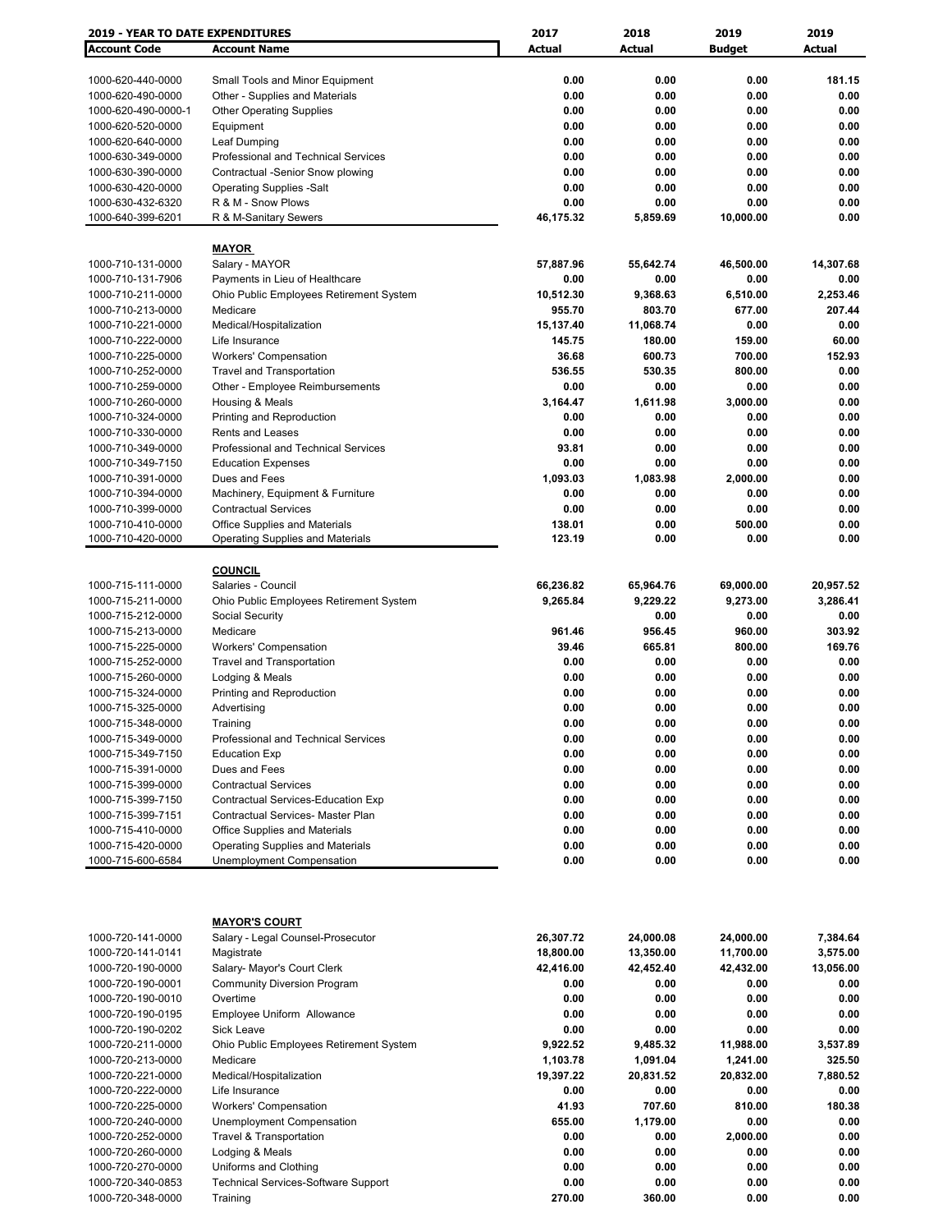| 2019 - YEAR TO DATE EXPENDITURES | | 2017 | 2018 | 2019 | 2019 |
|---|---|---|---|---|---|
| **Account Code** | **Account Name** | **Actual** | **Actual** | **Budget** | **Actual** |
| 1000-620-440-0000 | Small Tools and Minor Equipment | 0.00 | 0.00 | 0.00 | 181.15 |
| 1000-620-490-0000 | Other - Supplies and Materials | 0.00 | 0.00 | 0.00 | 0.00 |
| 1000-620-490-0000-1 | Other Operating Supplies | 0.00 | 0.00 | 0.00 | 0.00 |
| 1000-620-520-0000 | Equipment | 0.00 | 0.00 | 0.00 | 0.00 |
| 1000-620-640-0000 | Leaf Dumping | 0.00 | 0.00 | 0.00 | 0.00 |
| 1000-630-349-0000 | Professional and Technical Services | 0.00 | 0.00 | 0.00 | 0.00 |
| 1000-630-390-0000 | Contractual -Senior Snow plowing | 0.00 | 0.00 | 0.00 | 0.00 |
| 1000-630-420-0000 | Operating Supplies -Salt | 0.00 | 0.00 | 0.00 | 0.00 |
| 1000-630-432-6320 | R & M - Snow Plows | 0.00 | 0.00 | 0.00 | 0.00 |
| 1000-640-399-6201 | R & M-Sanitary Sewers | 46,175.32 | 5,859.69 | 10,000.00 | 0.00 |
| | **MAYOR** | | | | |
| 1000-710-131-0000 | Salary - MAYOR | 57,887.96 | 55,642.74 | 46,500.00 | 14,307.68 |
| 1000-710-131-7906 | Payments in Lieu of Healthcare | 0.00 | 0.00 | 0.00 | 0.00 |
| 1000-710-211-0000 | Ohio Public Employees Retirement System | 10,512.30 | 9,368.63 | 6,510.00 | 2,253.46 |
| 1000-710-213-0000 | Medicare | 955.70 | 803.70 | 677.00 | 207.44 |
| 1000-710-221-0000 | Medical/Hospitalization | 15,137.40 | 11,068.74 | 0.00 | 0.00 |
| 1000-710-222-0000 | Life Insurance | 145.75 | 180.00 | 159.00 | 60.00 |
| 1000-710-225-0000 | Workers' Compensation | 36.68 | 600.73 | 700.00 | 152.93 |
| 1000-710-252-0000 | Travel and Transportation | 536.55 | 530.35 | 800.00 | 0.00 |
| 1000-710-259-0000 | Other - Employee Reimbursements | 0.00 | 0.00 | 0.00 | 0.00 |
| 1000-710-260-0000 | Housing & Meals | 3,164.47 | 1,611.98 | 3,000.00 | 0.00 |
| 1000-710-324-0000 | Printing and Reproduction | 0.00 | 0.00 | 0.00 | 0.00 |
| 1000-710-330-0000 | Rents and Leases | 0.00 | 0.00 | 0.00 | 0.00 |
| 1000-710-349-0000 | Professional and Technical Services | 93.81 | 0.00 | 0.00 | 0.00 |
| 1000-710-349-7150 | Education Expenses | 0.00 | 0.00 | 0.00 | 0.00 |
| 1000-710-391-0000 | Dues and Fees | 1,093.03 | 1,083.98 | 2,000.00 | 0.00 |
| 1000-710-394-0000 | Machinery, Equipment & Furniture | 0.00 | 0.00 | 0.00 | 0.00 |
| 1000-710-399-0000 | Contractual Services | 0.00 | 0.00 | 0.00 | 0.00 |
| 1000-710-410-0000 | Office Supplies and Materials | 138.01 | 0.00 | 500.00 | 0.00 |
| 1000-710-420-0000 | Operating Supplies and Materials | 123.19 | 0.00 | 0.00 | 0.00 |
| | **COUNCIL** | | | | |
| 1000-715-111-0000 | Salaries - Council | 66,236.82 | 65,964.76 | 69,000.00 | 20,957.52 |
| 1000-715-211-0000 | Ohio Public Employees Retirement System | 9,265.84 | 9,229.22 | 9,273.00 | 3,286.41 |
| 1000-715-212-0000 | Social Security | | 0.00 | 0.00 | 0.00 |
| 1000-715-213-0000 | Medicare | 961.46 | 956.45 | 960.00 | 303.92 |
| 1000-715-225-0000 | Workers' Compensation | 39.46 | 665.81 | 800.00 | 169.76 |
| 1000-715-252-0000 | Travel and Transportation | 0.00 | 0.00 | 0.00 | 0.00 |
| 1000-715-260-0000 | Lodging & Meals | 0.00 | 0.00 | 0.00 | 0.00 |
| 1000-715-324-0000 | Printing and Reproduction | 0.00 | 0.00 | 0.00 | 0.00 |
| 1000-715-325-0000 | Advertising | 0.00 | 0.00 | 0.00 | 0.00 |
| 1000-715-348-0000 | Training | 0.00 | 0.00 | 0.00 | 0.00 |
| 1000-715-349-0000 | Professional and Technical Services | 0.00 | 0.00 | 0.00 | 0.00 |
| 1000-715-349-7150 | Education Exp | 0.00 | 0.00 | 0.00 | 0.00 |
| 1000-715-391-0000 | Dues and Fees | 0.00 | 0.00 | 0.00 | 0.00 |
| 1000-715-399-0000 | Contractual Services | 0.00 | 0.00 | 0.00 | 0.00 |
| 1000-715-399-7150 | Contractual Services-Education Exp | 0.00 | 0.00 | 0.00 | 0.00 |
| 1000-715-399-7151 | Contractual Services- Master Plan | 0.00 | 0.00 | 0.00 | 0.00 |
| 1000-715-410-0000 | Office Supplies and Materials | 0.00 | 0.00 | 0.00 | 0.00 |
| 1000-715-420-0000 | Operating Supplies and Materials | 0.00 | 0.00 | 0.00 | 0.00 |
| 1000-715-600-6584 | Unemployment Compensation | 0.00 | 0.00 | 0.00 | 0.00 |
| | **MAYOR'S COURT** | | | | |
| 1000-720-141-0000 | Salary - Legal Counsel-Prosecutor | 26,307.72 | 24,000.08 | 24,000.00 | 7,384.64 |
| 1000-720-141-0141 | Magistrate | 18,800.00 | 13,350.00 | 11,700.00 | 3,575.00 |
| 1000-720-190-0000 | Salary- Mayor's Court Clerk | 42,416.00 | 42,452.40 | 42,432.00 | 13,056.00 |
| 1000-720-190-0001 | Community Diversion Program | 0.00 | 0.00 | 0.00 | 0.00 |
| 1000-720-190-0010 | Overtime | 0.00 | 0.00 | 0.00 | 0.00 |
| 1000-720-190-0195 | Employee Uniform Allowance | 0.00 | 0.00 | 0.00 | 0.00 |
| 1000-720-190-0202 | Sick Leave | 0.00 | 0.00 | 0.00 | 0.00 |
| 1000-720-211-0000 | Ohio Public Employees Retirement System | 9,922.52 | 9,485.32 | 11,988.00 | 3,537.89 |
| 1000-720-213-0000 | Medicare | 1,103.78 | 1,091.04 | 1,241.00 | 325.50 |
| 1000-720-221-0000 | Medical/Hospitalization | 19,397.22 | 20,831.52 | 20,832.00 | 7,880.52 |
| 1000-720-222-0000 | Life Insurance | 0.00 | 0.00 | 0.00 | 0.00 |
| 1000-720-225-0000 | Workers' Compensation | 41.93 | 707.60 | 810.00 | 180.38 |
| 1000-720-240-0000 | Unemployment Compensation | 655.00 | 1,179.00 | 0.00 | 0.00 |
| 1000-720-252-0000 | Travel & Transportation | 0.00 | 0.00 | 2,000.00 | 0.00 |
| 1000-720-260-0000 | Lodging & Meals | 0.00 | 0.00 | 0.00 | 0.00 |
| 1000-720-270-0000 | Uniforms and Clothing | 0.00 | 0.00 | 0.00 | 0.00 |
| 1000-720-340-0853 | Technical Services-Software Support | 0.00 | 0.00 | 0.00 | 0.00 |
| 1000-720-348-0000 | Training | 270.00 | 360.00 | 0.00 | 0.00 |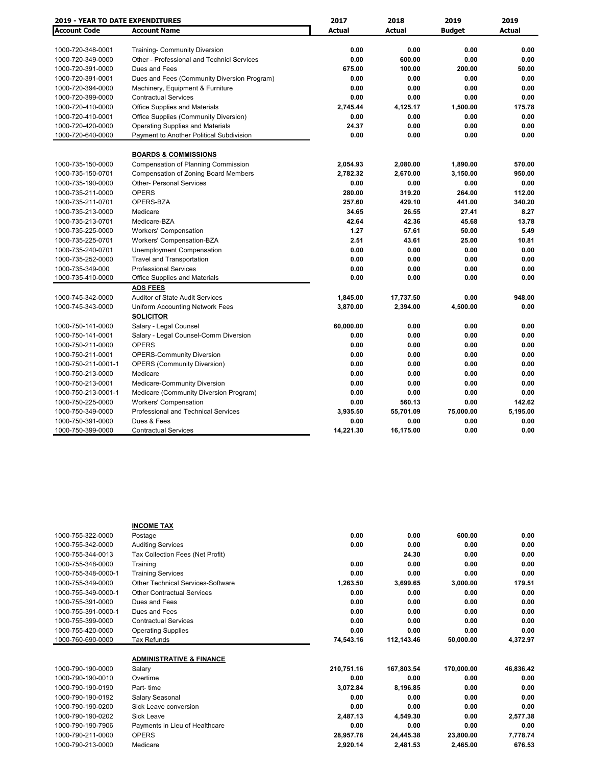| 2019 - YEAR TO DATE EXPENDITURES | | 2017 | 2018 | 2019 | 2019 |
|---|---|---|---|---|---|
| **Account Code** | **Account Name** | **Actual** | **Actual** | **Budget** | **Actual** |
| 1000-720-348-0001 | Training- Community Diversion | 0.00 | 0.00 | 0.00 | 0.00 |
| 1000-720-349-0000 | Other - Professional and Technicl Services | 0.00 | 600.00 | 0.00 | 0.00 |
| 1000-720-391-0000 | Dues and Fees | 675.00 | 100.00 | 200.00 | 50.00 |
| 1000-720-391-0001 | Dues and Fees (Community Diversion Program) | 0.00 | 0.00 | 0.00 | 0.00 |
| 1000-720-394-0000 | Machinery, Equipment & Furniture | 0.00 | 0.00 | 0.00 | 0.00 |
| 1000-720-399-0000 | Contractual Services | 0.00 | 0.00 | 0.00 | 0.00 |
| 1000-720-410-0000 | Office Supplies and Materials | 2,745.44 | 4,125.17 | 1,500.00 | 175.78 |
| 1000-720-410-0001 | Office Supplies (Community Diversion) | 0.00 | 0.00 | 0.00 | 0.00 |
| 1000-720-420-0000 | Operating Supplies and Materials | 24.37 | 0.00 | 0.00 | 0.00 |
| 1000-720-640-0000 | Payment to Another Political Subdivision | 0.00 | 0.00 | 0.00 | 0.00 |
| | **BOARDS & COMMISSIONS** | | | | |
| 1000-735-150-0000 | Compensation of Planning Commission | 2,054.93 | 2,080.00 | 1,890.00 | 570.00 |
| 1000-735-150-0701 | Compensation of Zoning Board Members | 2,782.32 | 2,670.00 | 3,150.00 | 950.00 |
| 1000-735-190-0000 | Other- Personal Services | 0.00 | 0.00 | 0.00 | 0.00 |
| 1000-735-211-0000 | OPERS | 280.00 | 319.20 | 264.00 | 112.00 |
| 1000-735-211-0701 | OPERS-BZA | 257.60 | 429.10 | 441.00 | 340.20 |
| 1000-735-213-0000 | Medicare | 34.65 | 26.55 | 27.41 | 8.27 |
| 1000-735-213-0701 | Medicare-BZA | 42.64 | 42.36 | 45.68 | 13.78 |
| 1000-735-225-0000 | Workers' Compensation | 1.27 | 57.61 | 50.00 | 5.49 |
| 1000-735-225-0701 | Workers' Compensation-BZA | 2.51 | 43.61 | 25.00 | 10.81 |
| 1000-735-240-0701 | Unemployment Compensation | 0.00 | 0.00 | 0.00 | 0.00 |
| 1000-735-252-0000 | Travel and Transportation | 0.00 | 0.00 | 0.00 | 0.00 |
| 1000-735-349-000 | Professional Services | 0.00 | 0.00 | 0.00 | 0.00 |
| 1000-735-410-0000 | Office Supplies and Materials | 0.00 | 0.00 | 0.00 | 0.00 |
| | **AOS FEES** | | | | |
| 1000-745-342-0000 | Auditor of State Audit Services | 1,845.00 | 17,737.50 | 0.00 | 948.00 |
| 1000-745-343-0000 | Uniform Accounting Network Fees | 3,870.00 | 2,394.00 | 4,500.00 | 0.00 |
| | **SOLICITOR** | | | | |
| 1000-750-141-0000 | Salary - Legal Counsel | 60,000.00 | 0.00 | 0.00 | 0.00 |
| 1000-750-141-0001 | Salary - Legal Counsel-Comm Diversion | 0.00 | 0.00 | 0.00 | 0.00 |
| 1000-750-211-0000 | OPERS | 0.00 | 0.00 | 0.00 | 0.00 |
| 1000-750-211-0001 | OPERS-Community Diversion | 0.00 | 0.00 | 0.00 | 0.00 |
| 1000-750-211-0001-1 | OPERS (Community Diversion) | 0.00 | 0.00 | 0.00 | 0.00 |
| 1000-750-213-0000 | Medicare | 0.00 | 0.00 | 0.00 | 0.00 |
| 1000-750-213-0001 | Medicare-Community Diversion | 0.00 | 0.00 | 0.00 | 0.00 |
| 1000-750-213-0001-1 | Medicare (Community Diversion Program) | 0.00 | 0.00 | 0.00 | 0.00 |
| 1000-750-225-0000 | Workers' Compensation | 0.00 | 560.13 | 0.00 | 142.62 |
| 1000-750-349-0000 | Professional and Technical Services | 3,935.50 | 55,701.09 | 75,000.00 | 5,195.00 |
| 1000-750-391-0000 | Dues & Fees | 0.00 | 0.00 | 0.00 | 0.00 |
| 1000-750-399-0000 | Contractual Services | 14,221.30 | 16,175.00 | 0.00 | 0.00 |
| | **INCOME TAX** | | | | |
| 1000-755-322-0000 | Postage | 0.00 | 0.00 | 600.00 | 0.00 |
| 1000-755-342-0000 | Auditing Services | 0.00 | 0.00 | 0.00 | 0.00 |
| 1000-755-344-0013 | Tax Collection Fees (Net Profit) | | 24.30 | 0.00 | 0.00 |
| 1000-755-348-0000 | Training | 0.00 | 0.00 | 0.00 | 0.00 |
| 1000-755-348-0000-1 | Training Services | 0.00 | 0.00 | 0.00 | 0.00 |
| 1000-755-349-0000 | Other Technical Services-Software | 1,263.50 | 3,699.65 | 3,000.00 | 179.51 |
| 1000-755-349-0000-1 | Other Contractual Services | 0.00 | 0.00 | 0.00 | 0.00 |
| 1000-755-391-0000 | Dues and Fees | 0.00 | 0.00 | 0.00 | 0.00 |
| 1000-755-391-0000-1 | Dues and Fees | 0.00 | 0.00 | 0.00 | 0.00 |
| 1000-755-399-0000 | Contractual Services | 0.00 | 0.00 | 0.00 | 0.00 |
| 1000-755-420-0000 | Operating Supplies | 0.00 | 0.00 | 0.00 | 0.00 |
| 1000-760-690-0000 | Tax Refunds | 74,543.16 | 112,143.46 | 50,000.00 | 4,372.97 |
| | **ADMINISTRATIVE & FINANCE** | | | | |
| 1000-790-190-0000 | Salary | 210,751.16 | 167,803.54 | 170,000.00 | 46,836.42 |
| 1000-790-190-0010 | Overtime | 0.00 | 0.00 | 0.00 | 0.00 |
| 1000-790-190-0190 | Part- time | 3,072.84 | 8,196.85 | 0.00 | 0.00 |
| 1000-790-190-0192 | Salary Seasonal | 0.00 | 0.00 | 0.00 | 0.00 |
| 1000-790-190-0200 | Sick Leave conversion | 0.00 | 0.00 | 0.00 | 0.00 |
| 1000-790-190-0202 | Sick Leave | 2,487.13 | 4,549.30 | 0.00 | 2,577.38 |
| 1000-790-190-7906 | Payments in Lieu of Healthcare | 0.00 | 0.00 | 0.00 | 0.00 |
| 1000-790-211-0000 | OPERS | 28,957.78 | 24,445.38 | 23,800.00 | 7,778.74 |
| 1000-790-213-0000 | Medicare | 2,920.14 | 2,481.53 | 2,465.00 | 676.53 |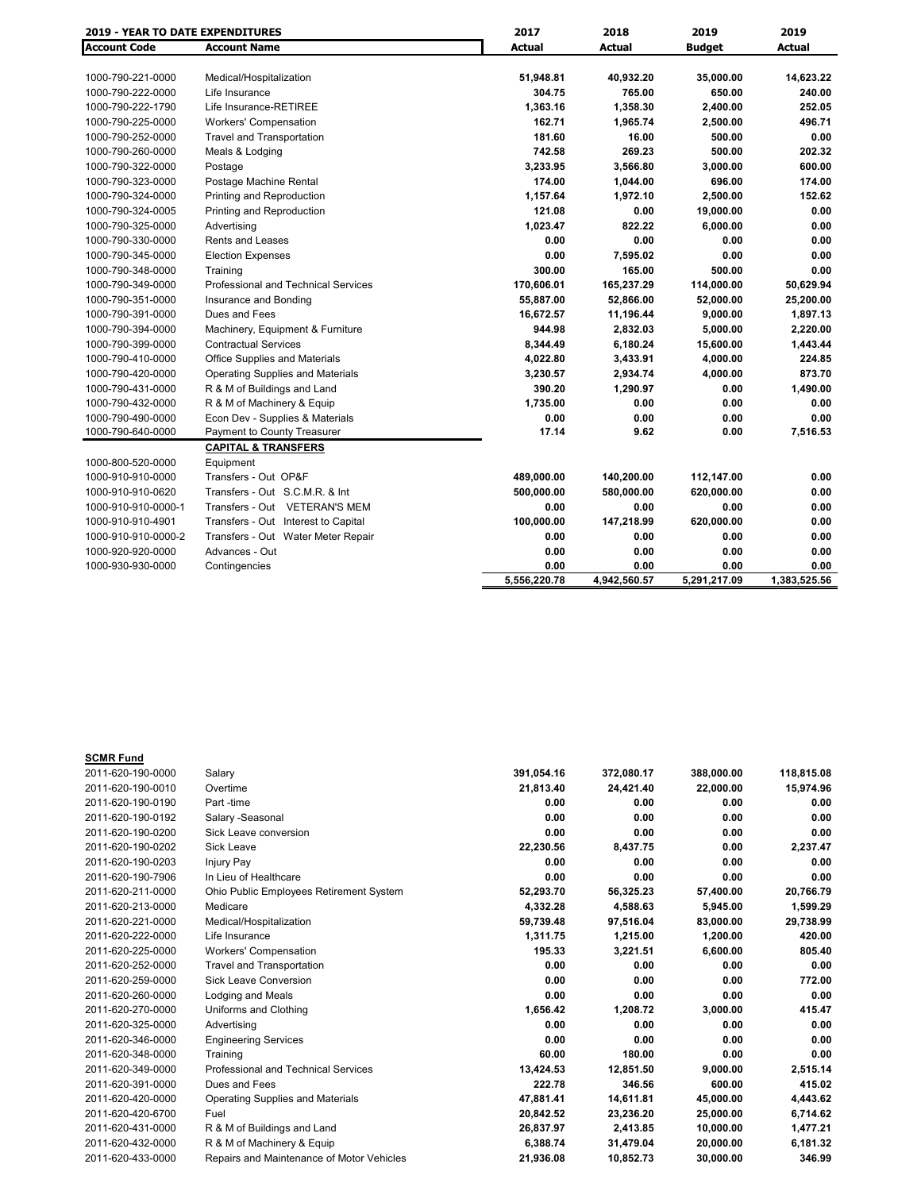| 2019 - YEAR TO DATE EXPENDITURES | | 2017 | 2018 | 2019 | 2019 |
|---|---|---|---|---|---|
| **Account Code** | **Account Name** | **Actual** | **Actual** | **Budget** | **Actual** |
| 1000-790-221-0000 | Medical/Hospitalization | **51,948.81** | **40,932.20** | **35,000.00** | **14,623.22** |
| 1000-790-222-0000 | Life Insurance | **304.75** | **765.00** | **650.00** | **240.00** |
| 1000-790-222-1790 | Life Insurance-RETIREE | **1,363.16** | **1,358.30** | **2,400.00** | **252.05** |
| 1000-790-225-0000 | Workers' Compensation | **162.71** | **1,965.74** | **2,500.00** | **496.71** |
| 1000-790-252-0000 | Travel and Transportation | **181.60** | **16.00** | **500.00** | **0.00** |
| 1000-790-260-0000 | Meals & Lodging | **742.58** | **269.23** | **500.00** | **202.32** |
| 1000-790-322-0000 | Postage | **3,233.95** | **3,566.80** | **3,000.00** | **600.00** |
| 1000-790-323-0000 | Postage Machine Rental | **174.00** | **1,044.00** | **696.00** | **174.00** |
| 1000-790-324-0000 | Printing and Reproduction | **1,157.64** | **1,972.10** | **2,500.00** | **152.62** |
| 1000-790-324-0005 | Printing and Reproduction | **121.08** | **0.00** | **19,000.00** | **0.00** |
| 1000-790-325-0000 | Advertising | **1,023.47** | **822.22** | **6,000.00** | **0.00** |
| 1000-790-330-0000 | Rents and Leases | **0.00** | **0.00** | **0.00** | **0.00** |
| 1000-790-345-0000 | Election Expenses | **0.00** | **7,595.02** | **0.00** | **0.00** |
| 1000-790-348-0000 | Training | **300.00** | **165.00** | **500.00** | **0.00** |
| 1000-790-349-0000 | Professional and Technical Services | **170,606.01** | **165,237.29** | **114,000.00** | **50,629.94** |
| 1000-790-351-0000 | Insurance and Bonding | **55,887.00** | **52,866.00** | **52,000.00** | **25,200.00** |
| 1000-790-391-0000 | Dues and Fees | **16,672.57** | **11,196.44** | **9,000.00** | **1,897.13** |
| 1000-790-394-0000 | Machinery, Equipment & Furniture | **944.98** | **2,832.03** | **5,000.00** | **2,220.00** |
| 1000-790-399-0000 | Contractual Services | **8,344.49** | **6,180.24** | **15,600.00** | **1,443.44** |
| 1000-790-410-0000 | Office Supplies and Materials | **4,022.80** | **3,433.91** | **4,000.00** | **224.85** |
| 1000-790-420-0000 | Operating Supplies and Materials | **3,230.57** | **2,934.74** | **4,000.00** | **873.70** |
| 1000-790-431-0000 | R & M of Buildings and Land | **390.20** | **1,290.97** | **0.00** | **1,490.00** |
| 1000-790-432-0000 | R & M of Machinery & Equip | **1,735.00** | **0.00** | **0.00** | **0.00** |
| 1000-790-490-0000 | Econ Dev - Supplies & Materials | **0.00** | **0.00** | **0.00** | **0.00** |
| 1000-790-640-0000 | Payment to County Treasurer | **17.14** | **9.62** | **0.00** | **7,516.53** |
| | **CAPITAL & TRANSFERS** | | | | |
| 1000-800-520-0000 | Equipment | | | | |
| 1000-910-910-0000 | Transfers - Out OP&F | **489,000.00** | **140,200.00** | **112,147.00** | **0.00** |
| 1000-910-910-0620 | Transfers - Out S.C.M.R. & Int | **500,000.00** | **580,000.00** | **620,000.00** | **0.00** |
| 1000-910-910-0000-1 | Transfers - Out VETERAN'S MEM | **0.00** | **0.00** | **0.00** | **0.00** |
| 1000-910-910-4901 | Transfers - Out Interest to Capital | **100,000.00** | **147,218.99** | **620,000.00** | **0.00** |
| 1000-910-910-0000-2 | Transfers - Out Water Meter Repair | **0.00** | **0.00** | **0.00** | **0.00** |
| 1000-920-920-0000 | Advances - Out | **0.00** | **0.00** | **0.00** | **0.00** |
| 1000-930-930-0000 | Contingencies | **0.00** | **0.00** | **0.00** | **0.00** |
| | | **5,556,220.78** | **4,942,560.57** | **5,291,217.09** | **1,383,525.56** |

**SCMR Fund**

| Account Code | Account Name | 2017 Actual | 2018 Actual | 2019 Budget | 2019 Actual |
|---|---|---|---|---|---|
| 2011-620-190-0000 | Salary | **391,054.16** | **372,080.17** | **388,000.00** | **118,815.08** |
| 2011-620-190-0010 | Overtime | **21,813.40** | **24,421.40** | **22,000.00** | **15,974.96** |
| 2011-620-190-0190 | Part -time | **0.00** | **0.00** | **0.00** | **0.00** |
| 2011-620-190-0192 | Salary -Seasonal | **0.00** | **0.00** | **0.00** | **0.00** |
| 2011-620-190-0200 | Sick Leave conversion | **0.00** | **0.00** | **0.00** | **0.00** |
| 2011-620-190-0202 | Sick Leave | **22,230.56** | **8,437.75** | **0.00** | **2,237.47** |
| 2011-620-190-0203 | Injury Pay | **0.00** | **0.00** | **0.00** | **0.00** |
| 2011-620-190-7906 | In Lieu of Healthcare | **0.00** | **0.00** | **0.00** | **0.00** |
| 2011-620-211-0000 | Ohio Public Employees Retirement System | **52,293.70** | **56,325.23** | **57,400.00** | **20,766.79** |
| 2011-620-213-0000 | Medicare | **4,332.28** | **4,588.63** | **5,945.00** | **1,599.29** |
| 2011-620-221-0000 | Medical/Hospitalization | **59,739.48** | **97,516.04** | **83,000.00** | **29,738.99** |
| 2011-620-222-0000 | Life Insurance | **1,311.75** | **1,215.00** | **1,200.00** | **420.00** |
| 2011-620-225-0000 | Workers' Compensation | **195.33** | **3,221.51** | **6,600.00** | **805.40** |
| 2011-620-252-0000 | Travel and Transportation | **0.00** | **0.00** | **0.00** | **0.00** |
| 2011-620-259-0000 | Sick Leave Conversion | **0.00** | **0.00** | **0.00** | **772.00** |
| 2011-620-260-0000 | Lodging and Meals | **0.00** | **0.00** | **0.00** | **0.00** |
| 2011-620-270-0000 | Uniforms and Clothing | **1,656.42** | **1,208.72** | **3,000.00** | **415.47** |
| 2011-620-325-0000 | Advertising | **0.00** | **0.00** | **0.00** | **0.00** |
| 2011-620-346-0000 | Engineering Services | **0.00** | **0.00** | **0.00** | **0.00** |
| 2011-620-348-0000 | Training | **60.00** | **180.00** | **0.00** | **0.00** |
| 2011-620-349-0000 | Professional and Technical Services | **13,424.53** | **12,851.50** | **9,000.00** | **2,515.14** |
| 2011-620-391-0000 | Dues and Fees | **222.78** | **346.56** | **600.00** | **415.02** |
| 2011-620-420-0000 | Operating Supplies and Materials | **47,881.41** | **14,611.81** | **45,000.00** | **4,443.62** |
| 2011-620-420-6700 | Fuel | **20,842.52** | **23,236.20** | **25,000.00** | **6,714.62** |
| 2011-620-431-0000 | R & M of Buildings and Land | **26,837.97** | **2,413.85** | **10,000.00** | **1,477.21** |
| 2011-620-432-0000 | R & M of Machinery & Equip | **6,388.74** | **31,479.04** | **20,000.00** | **6,181.32** |
| 2011-620-433-0000 | Repairs and Maintenance of Motor Vehicles | **21,936.08** | **10,852.73** | **30,000.00** | **346.99** |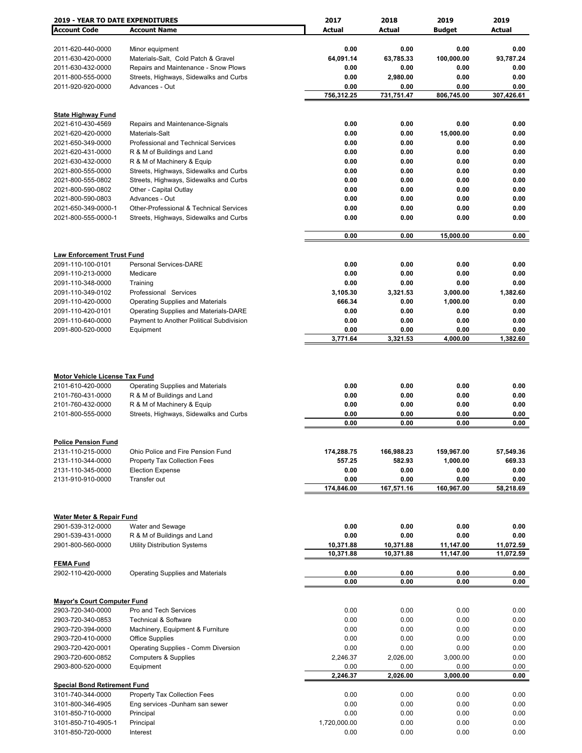| **2019 - YEAR TO DATE EXPENDITURES** | | **2017** | **2018** | **2019** | **2019** |
|---|---|---|---|---|---|
| **Account Code** | **Account Name** | **Actual** | **Actual** | **Budget** | **Actual** |
| 2011-620-440-0000 | Minor equipment | 0.00 | 0.00 | 0.00 | 0.00 |
| 2011-630-420-0000 | Materials-Salt, Cold Patch & Gravel | 64,091.14 | 63,785.33 | 100,000.00 | 93,787.24 |
| 2011-630-432-0000 | Repairs and Maintenance - Snow Plows | 0.00 | 0.00 | 0.00 | 0.00 |
| 2011-800-555-0000 | Streets, Highways, Sidewalks and Curbs | 0.00 | 2,980.00 | 0.00 | 0.00 |
| 2011-920-920-0000 | Advances - Out | 0.00 | 0.00 | 0.00 | 0.00 |
| | | 756,312.25 | 731,751.47 | 806,745.00 | 307,426.61 |
| **State Highway Fund** | | | | | |
| 2021-610-430-4569 | Repairs and Maintenance-Signals | 0.00 | 0.00 | 0.00 | 0.00 |
| 2021-620-420-0000 | Materials-Salt | 0.00 | 0.00 | 15,000.00 | 0.00 |
| 2021-650-349-0000 | Professional and Technical Services | 0.00 | 0.00 | 0.00 | 0.00 |
| 2021-620-431-0000 | R & M of Buildings and Land | 0.00 | 0.00 | 0.00 | 0.00 |
| 2021-630-432-0000 | R & M of Machinery & Equip | 0.00 | 0.00 | 0.00 | 0.00 |
| 2021-800-555-0000 | Streets, Highways, Sidewalks and Curbs | 0.00 | 0.00 | 0.00 | 0.00 |
| 2021-800-555-0802 | Streets, Highways, Sidewalks and Curbs | 0.00 | 0.00 | 0.00 | 0.00 |
| 2021-800-590-0802 | Other - Capital Outlay | 0.00 | 0.00 | 0.00 | 0.00 |
| 2021-800-590-0803 | Advances - Out | 0.00 | 0.00 | 0.00 | 0.00 |
| 2021-650-349-0000-1 | Other-Professional & Technical Services | 0.00 | 0.00 | 0.00 | 0.00 |
| 2021-800-555-0000-1 | Streets, Highways, Sidewalks and Curbs | 0.00 | 0.00 | 0.00 | 0.00 |
| | | 0.00 | 0.00 | 15,000.00 | 0.00 |
| **Law Enforcement Trust Fund** | | | | | |
| 2091-110-100-0101 | Personal Services-DARE | 0.00 | 0.00 | 0.00 | 0.00 |
| 2091-110-213-0000 | Medicare | 0.00 | 0.00 | 0.00 | 0.00 |
| 2091-110-348-0000 | Training | 0.00 | 0.00 | 0.00 | 0.00 |
| 2091-110-349-0102 | Professional Services | 3,105.30 | 3,321.53 | 3,000.00 | 1,382.60 |
| 2091-110-420-0000 | Operating Supplies and Materials | 666.34 | 0.00 | 1,000.00 | 0.00 |
| 2091-110-420-0101 | Operating Supplies and Materials-DARE | 0.00 | 0.00 | 0.00 | 0.00 |
| 2091-110-640-0000 | Payment to Another Political Subdivision | 0.00 | 0.00 | 0.00 | 0.00 |
| 2091-800-520-0000 | Equipment | 0.00 | 0.00 | 0.00 | 0.00 |
| | | 3,771.64 | 3,321.53 | 4,000.00 | 1,382.60 |
| **Motor Vehicle License Tax Fund** | | | | | |
| 2101-610-420-0000 | Operating Supplies and Materials | 0.00 | 0.00 | 0.00 | 0.00 |
| 2101-760-431-0000 | R & M of Buildings and Land | 0.00 | 0.00 | 0.00 | 0.00 |
| 2101-760-432-0000 | R & M of Machinery & Equip | 0.00 | 0.00 | 0.00 | 0.00 |
| 2101-800-555-0000 | Streets, Highways, Sidewalks and Curbs | 0.00 | 0.00 | 0.00 | 0.00 |
| | | 0.00 | 0.00 | 0.00 | 0.00 |
| **Police Pension Fund** | | | | | |
| 2131-110-215-0000 | Ohio Police and Fire Pension Fund | 174,288.75 | 166,988.23 | 159,967.00 | 57,549.36 |
| 2131-110-344-0000 | Property Tax Collection Fees | 557.25 | 582.93 | 1,000.00 | 669.33 |
| 2131-110-345-0000 | Election Expense | 0.00 | 0.00 | 0.00 | 0.00 |
| 2131-910-910-0000 | Transfer out | 0.00 | 0.00 | 0.00 | 0.00 |
| | | 174,846.00 | 167,571.16 | 160,967.00 | 58,218.69 |
| **Water Meter & Repair Fund** | | | | | |
| 2901-539-312-0000 | Water and Sewage | 0.00 | 0.00 | 0.00 | 0.00 |
| 2901-539-431-0000 | R & M of Buildings and Land | 0.00 | 0.00 | 0.00 | 0.00 |
| 2901-800-560-0000 | Utility Distribution Systems | 10,371.88 | 10,371.88 | 11,147.00 | 11,072.59 |
| | | 10,371.88 | 10,371.88 | 11,147.00 | 11,072.59 |
| **FEMA Fund** | | | | | |
| 2902-110-420-0000 | Operating Supplies and Materials | 0.00 | 0.00 | 0.00 | 0.00 |
| | | 0.00 | 0.00 | 0.00 | 0.00 |
| **Mayor's Court Computer Fund** | | | | | |
| 2903-720-340-0000 | Pro and Tech Services | 0.00 | 0.00 | 0.00 | 0.00 |
| 2903-720-340-0853 | Technical & Software | 0.00 | 0.00 | 0.00 | 0.00 |
| 2903-720-394-0000 | Machinery, Equipment & Furniture | 0.00 | 0.00 | 0.00 | 0.00 |
| 2903-720-410-0000 | Office Supplies | 0.00 | 0.00 | 0.00 | 0.00 |
| 2903-720-420-0001 | Operating Supplies - Comm Diversion | 0.00 | 0.00 | 0.00 | 0.00 |
| 2903-720-600-0852 | Computers & Supplies | 2,246.37 | 2,026.00 | 3,000.00 | 0.00 |
| 2903-800-520-0000 | Equipment | 0.00 | 0.00 | 0.00 | 0.00 |
| | | 2,246.37 | 2,026.00 | 3,000.00 | 0.00 |
| **Special Bond Retirement Fund** | | | | | |
| 3101-740-344-0000 | Property Tax Collection Fees | 0.00 | 0.00 | 0.00 | 0.00 |
| 3101-800-346-4905 | Eng services -Dunham san sewer | 0.00 | 0.00 | 0.00 | 0.00 |
| 3101-850-710-0000 | Principal | 0.00 | 0.00 | 0.00 | 0.00 |
| 3101-850-710-4905-1 | Principal | 1,720,000.00 | 0.00 | 0.00 | 0.00 |
| 3101-850-720-0000 | Interest | 0.00 | 0.00 | 0.00 | 0.00 |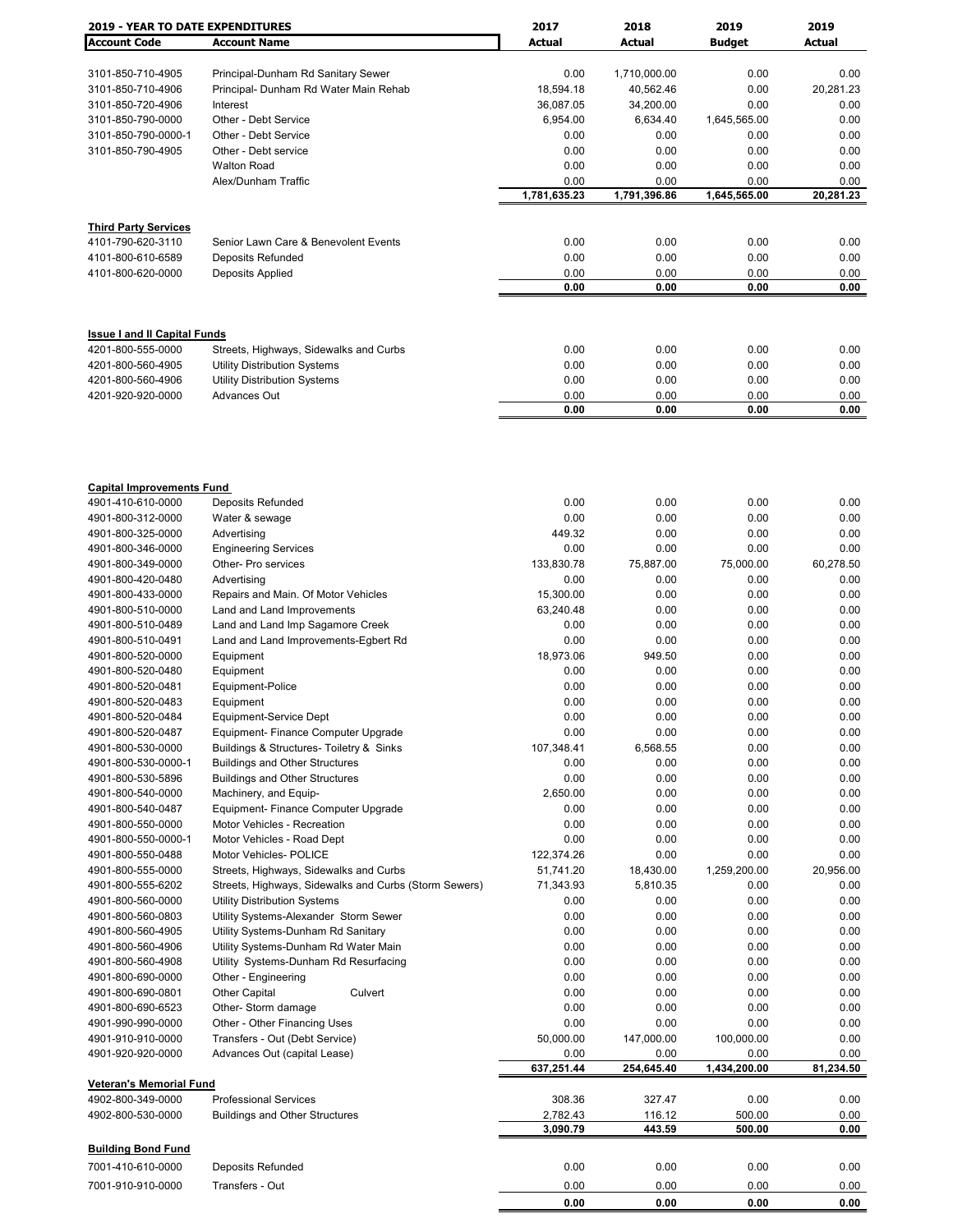| 2019 - YEAR TO DATE EXPENDITURES | | 2017 | 2018 | 2019 | 2019 |
|---|---|---|---|---|---|
| **Account Code** | **Account Name** | **Actual** | **Actual** | **Budget** | **Actual** |
| 3101-850-710-4905 | Principal-Dunham Rd Sanitary Sewer | 0.00 | 1,710,000.00 | 0.00 | 0.00 |
| 3101-850-710-4906 | Principal- Dunham Rd Water Main Rehab | 18,594.18 | 40,562.46 | 0.00 | 20,281.23 |
| 3101-850-720-4906 | Interest | 36,087.05 | 34,200.00 | 0.00 | 0.00 |
| 3101-850-790-0000 | Other - Debt Service | 6,954.00 | 6,634.40 | 1,645,565.00 | 0.00 |
| 3101-850-790-0000-1 | Other - Debt Service | 0.00 | 0.00 | 0.00 | 0.00 |
| 3101-850-790-4905 | Other - Debt service | 0.00 | 0.00 | 0.00 | 0.00 |
| | Walton Road | 0.00 | 0.00 | 0.00 | 0.00 |
| | Alex/Dunham Traffic | 0.00 | 0.00 | 0.00 | 0.00 |
| | | **1,781,635.23** | **1,791,396.86** | **1,645,565.00** | **20,281.23** |
| **Third Party Services** | | | | | |
| 4101-790-620-3110 | Senior Lawn Care & Benevolent Events | 0.00 | 0.00 | 0.00 | 0.00 |
| 4101-800-610-6589 | Deposits Refunded | 0.00 | 0.00 | 0.00 | 0.00 |
| 4101-800-620-0000 | Deposits Applied | 0.00 | 0.00 | 0.00 | 0.00 |
| | | **0.00** | **0.00** | **0.00** | **0.00** |
| **Issue I and II Capital Funds** | | | | | |
| 4201-800-555-0000 | Streets, Highways, Sidewalks and Curbs | 0.00 | 0.00 | 0.00 | 0.00 |
| 4201-800-560-4905 | Utility Distribution Systems | 0.00 | 0.00 | 0.00 | 0.00 |
| 4201-800-560-4906 | Utility Distribution Systems | 0.00 | 0.00 | 0.00 | 0.00 |
| 4201-920-920-0000 | Advances Out | 0.00 | 0.00 | 0.00 | 0.00 |
| | | **0.00** | **0.00** | **0.00** | **0.00** |
| **Capital Improvements Fund** | | | | | |
| 4901-410-610-0000 | Deposits Refunded | 0.00 | 0.00 | 0.00 | 0.00 |
| 4901-800-312-0000 | Water & sewage | 0.00 | 0.00 | 0.00 | 0.00 |
| 4901-800-325-0000 | Advertising | 449.32 | 0.00 | 0.00 | 0.00 |
| 4901-800-346-0000 | Engineering Services | 0.00 | 0.00 | 0.00 | 0.00 |
| 4901-800-349-0000 | Other- Pro services | 133,830.78 | 75,887.00 | 75,000.00 | 60,278.50 |
| 4901-800-420-0480 | Advertising | 0.00 | 0.00 | 0.00 | 0.00 |
| 4901-800-433-0000 | Repairs and Main. Of Motor Vehicles | 15,300.00 | 0.00 | 0.00 | 0.00 |
| 4901-800-510-0000 | Land and Land Improvements | 63,240.48 | 0.00 | 0.00 | 0.00 |
| 4901-800-510-0489 | Land and Land Imp Sagamore Creek | 0.00 | 0.00 | 0.00 | 0.00 |
| 4901-800-510-0491 | Land and Land Improvements-Egbert Rd | 0.00 | 0.00 | 0.00 | 0.00 |
| 4901-800-520-0000 | Equipment | 18,973.06 | 949.50 | 0.00 | 0.00 |
| 4901-800-520-0480 | Equipment | 0.00 | 0.00 | 0.00 | 0.00 |
| 4901-800-520-0481 | Equipment-Police | 0.00 | 0.00 | 0.00 | 0.00 |
| 4901-800-520-0483 | Equipment | 0.00 | 0.00 | 0.00 | 0.00 |
| 4901-800-520-0484 | Equipment-Service Dept | 0.00 | 0.00 | 0.00 | 0.00 |
| 4901-800-520-0487 | Equipment- Finance Computer Upgrade | 0.00 | 0.00 | 0.00 | 0.00 |
| 4901-800-530-0000 | Buildings & Structures- Toiletry & Sinks | 107,348.41 | 6,568.55 | 0.00 | 0.00 |
| 4901-800-530-0000-1 | Buildings and Other Structures | 0.00 | 0.00 | 0.00 | 0.00 |
| 4901-800-530-5896 | Buildings and Other Structures | 0.00 | 0.00 | 0.00 | 0.00 |
| 4901-800-540-0000 | Machinery, and Equip- | 2,650.00 | 0.00 | 0.00 | 0.00 |
| 4901-800-540-0487 | Equipment- Finance Computer Upgrade | 0.00 | 0.00 | 0.00 | 0.00 |
| 4901-800-550-0000 | Motor Vehicles - Recreation | 0.00 | 0.00 | 0.00 | 0.00 |
| 4901-800-550-0000-1 | Motor Vehicles - Road Dept | 0.00 | 0.00 | 0.00 | 0.00 |
| 4901-800-550-0488 | Motor Vehicles- POLICE | 122,374.26 | 0.00 | 0.00 | 0.00 |
| 4901-800-555-0000 | Streets, Highways, Sidewalks and Curbs | 51,741.20 | 18,430.00 | 1,259,200.00 | 20,956.00 |
| 4901-800-555-6202 | Streets, Highways, Sidewalks and Curbs (Storm Sewers) | 71,343.93 | 5,810.35 | 0.00 | 0.00 |
| 4901-800-560-0000 | Utility Distribution Systems | 0.00 | 0.00 | 0.00 | 0.00 |
| 4901-800-560-0803 | Utility Systems-Alexander Storm Sewer | 0.00 | 0.00 | 0.00 | 0.00 |
| 4901-800-560-4905 | Utility Systems-Dunham Rd Sanitary | 0.00 | 0.00 | 0.00 | 0.00 |
| 4901-800-560-4906 | Utility Systems-Dunham Rd Water Main | 0.00 | 0.00 | 0.00 | 0.00 |
| 4901-800-560-4908 | Utility Systems-Dunham Rd Resurfacing | 0.00 | 0.00 | 0.00 | 0.00 |
| 4901-800-690-0000 | Other - Engineering | 0.00 | 0.00 | 0.00 | 0.00 |
| 4901-800-690-0801 | Other Capital Culvert | 0.00 | 0.00 | 0.00 | 0.00 |
| 4901-800-690-6523 | Other- Storm damage | 0.00 | 0.00 | 0.00 | 0.00 |
| 4901-990-990-0000 | Other - Other Financing Uses | 0.00 | 0.00 | 0.00 | 0.00 |
| 4901-910-910-0000 | Transfers - Out (Debt Service) | 50,000.00 | 147,000.00 | 100,000.00 | 0.00 |
| 4901-920-920-0000 | Advances Out (capital Lease) | 0.00 | 0.00 | 0.00 | 0.00 |
| | | **637,251.44** | **254,645.40** | **1,434,200.00** | **81,234.50** |
| **Veteran's Memorial Fund** | | | | | |
| 4902-800-349-0000 | Professional Services | 308.36 | 327.47 | 0.00 | 0.00 |
| 4902-800-530-0000 | Buildings and Other Structures | 2,782.43 | 116.12 | 500.00 | 0.00 |
| | | **3,090.79** | **443.59** | **500.00** | **0.00** |
| **Building Bond Fund** | | | | | |
| 7001-410-610-0000 | Deposits Refunded | 0.00 | 0.00 | 0.00 | 0.00 |
| 7001-910-910-0000 | Transfers - Out | 0.00 | 0.00 | 0.00 | 0.00 |
| | | **0.00** | **0.00** | **0.00** | **0.00** |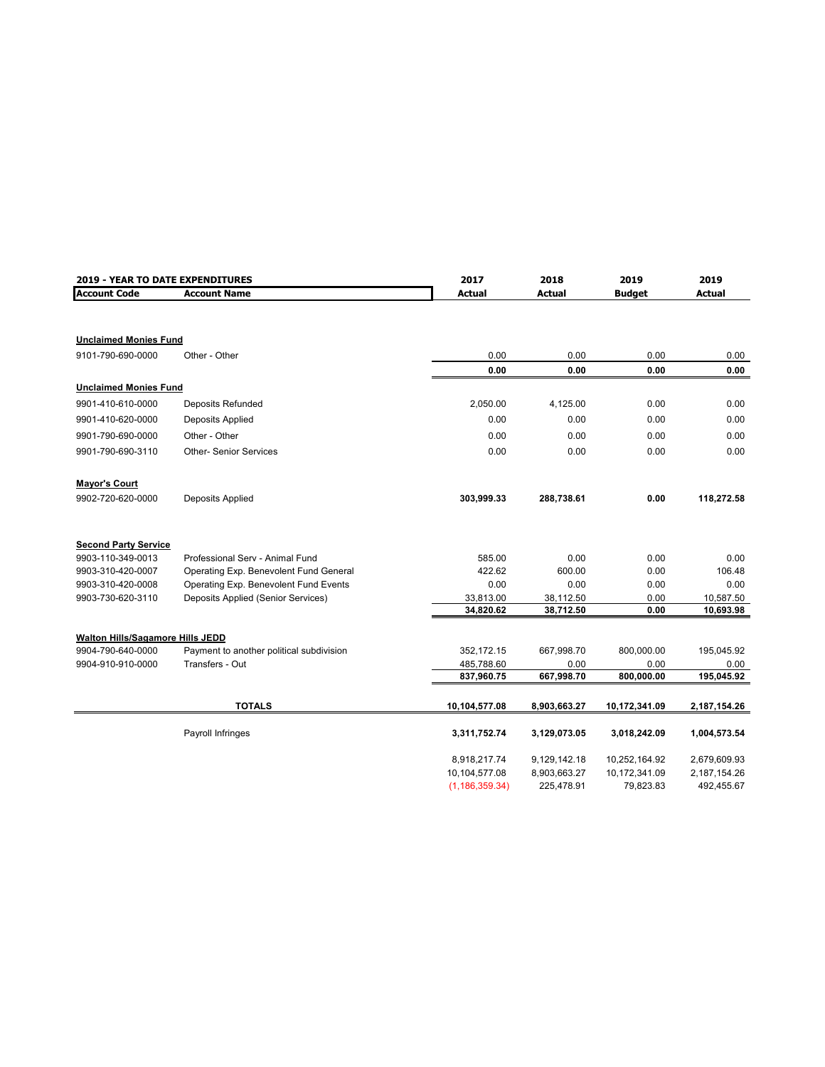| 2019 - YEAR TO DATE EXPENDITURES | | 2017 | 2018 | 2019 | 2019 |
|---|---|---|---|---|---|
| **Account Code** | **Account Name** | **Actual** | **Actual** | **Budget** | **Actual** |
| **Unclaimed Monies Fund** | | | | | |
| 9101-790-690-0000 | Other - Other | 0.00 | 0.00 | 0.00 | 0.00 |
| | | **0.00** | **0.00** | **0.00** | **0.00** |
| **Unclaimed Monies Fund** | | | | | |
| 9901-410-610-0000 | Deposits Refunded | 2,050.00 | 4,125.00 | 0.00 | 0.00 |
| 9901-410-620-0000 | Deposits Applied | 0.00 | 0.00 | 0.00 | 0.00 |
| 9901-790-690-0000 | Other - Other | 0.00 | 0.00 | 0.00 | 0.00 |
| 9901-790-690-3110 | Other- Senior Services | 0.00 | 0.00 | 0.00 | 0.00 |
| **Mayor's Court** | | | | | |
| 9902-720-620-0000 | Deposits Applied | **303,999.33** | **288,738.61** | **0.00** | **118,272.58** |
| **Second Party Service** | | | | | |
| 9903-110-349-0013 | Professional Serv - Animal Fund | 585.00 | 0.00 | 0.00 | 0.00 |
| 9903-310-420-0007 | Operating Exp. Benevolent Fund General | 422.62 | 600.00 | 0.00 | 106.48 |
| 9903-310-420-0008 | Operating Exp. Benevolent Fund Events | 0.00 | 0.00 | 0.00 | 0.00 |
| 9903-730-620-3110 | Deposits Applied (Senior Services) | 33,813.00 | 38,112.50 | 0.00 | 10,587.50 |
| | | **34,820.62** | **38,712.50** | **0.00** | **10,693.98** |
| **Walton Hills/Sagamore Hills JEDD** | | | | | |
| 9904-790-640-0000 | Payment to another political subdivision | 352,172.15 | 667,998.70 | 800,000.00 | 195,045.92 |
| 9904-910-910-0000 | Transfers - Out | 485,788.60 | 0.00 | 0.00 | 0.00 |
| | | **837,960.75** | **667,998.70** | **800,000.00** | **195,045.92** |
| | **TOTALS** | **10,104,577.08** | **8,903,663.27** | **10,172,341.09** | **2,187,154.26** |
| | Payroll Infringes | **3,311,752.74** | **3,129,073.05** | **3,018,242.09** | **1,004,573.54** |
| | | 8,918,217.74 | 9,129,142.18 | 10,252,164.92 | 2,679,609.93 |
| | | 10,104,577.08 | 8,903,663.27 | 10,172,341.09 | 2,187,154.26 |
| | | (1,186,359.34) | 225,478.91 | 79,823.83 | 492,455.67 |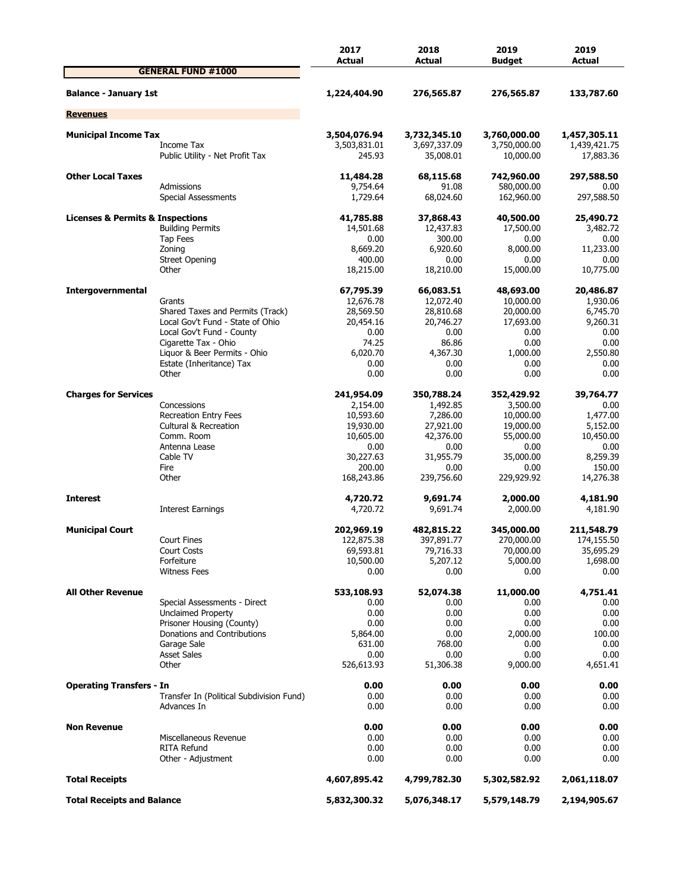| GENERAL FUND #1000 | | 2017 Actual | 2018 Actual | 2019 Budget | 2019 Actual |
|---|---|---|---|---|---|
| **Balance - January 1st** | | **1,224,404.90** | **276,565.87** | **276,565.87** | **133,787.60** |
| **Revenues** | | | | | |
| **Municipal Income Tax** | | **3,504,076.94** | **3,732,345.10** | **3,760,000.00** | **1,457,305.11** |
| | Income Tax | 3,503,831.01 | 3,697,337.09 | 3,750,000.00 | 1,439,421.75 |
| | Public Utility - Net Profit Tax | 245.93 | 35,008.01 | 10,000.00 | 17,883.36 |
| **Other Local Taxes** | | **11,484.28** | **68,115.68** | **742,960.00** | **297,588.50** |
| | Admissions | 9,754.64 | 91.08 | 580,000.00 | 0.00 |
| | Special Assessments | 1,729.64 | 68,024.60 | 162,960.00 | 297,588.50 |
| **Licenses & Permits & Inspections** | | **41,785.88** | **37,868.43** | **40,500.00** | **25,490.72** |
| | Building Permits | 14,501.68 | 12,437.83 | 17,500.00 | 3,482.72 |
| | Tap Fees | 0.00 | 300.00 | 0.00 | 0.00 |
| | Zoning | 8,669.20 | 6,920.60 | 8,000.00 | 11,233.00 |
| | Street Opening | 400.00 | 0.00 | 0.00 | 0.00 |
| | Other | 18,215.00 | 18,210.00 | 15,000.00 | 10,775.00 |
| **Intergovernmental** | | **67,795.39** | **66,083.51** | **48,693.00** | **20,486.87** |
| | Grants | 12,676.78 | 12,072.40 | 10,000.00 | 1,930.06 |
| | Shared Taxes and Permits (Track) | 28,569.50 | 28,810.68 | 20,000.00 | 6,745.70 |
| | Local Gov't Fund - State of Ohio | 20,454.16 | 20,746.27 | 17,693.00 | 9,260.31 |
| | Local Gov't Fund - County | 0.00 | 0.00 | 0.00 | 0.00 |
| | Cigarette Tax - Ohio | 74.25 | 86.86 | 0.00 | 0.00 |
| | Liquor & Beer Permits - Ohio | 6,020.70 | 4,367.30 | 1,000.00 | 2,550.80 |
| | Estate (Inheritance) Tax | 0.00 | 0.00 | 0.00 | 0.00 |
| | Other | 0.00 | 0.00 | 0.00 | 0.00 |
| **Charges for Services** | | **241,954.09** | **350,788.24** | **352,429.92** | **39,764.77** |
| | Concessions | 2,154.00 | 1,492.85 | 3,500.00 | 0.00 |
| | Recreation Entry Fees | 10,593.60 | 7,286.00 | 10,000.00 | 1,477.00 |
| | Cultural & Recreation | 19,930.00 | 27,921.00 | 19,000.00 | 5,152.00 |
| | Comm. Room | 10,605.00 | 42,376.00 | 55,000.00 | 10,450.00 |
| | Antenna Lease | 0.00 | 0.00 | 0.00 | 0.00 |
| | Cable TV | 30,227.63 | 31,955.79 | 35,000.00 | 8,259.39 |
| | Fire | 200.00 | 0.00 | 0.00 | 150.00 |
| | Other | 168,243.86 | 239,756.60 | 229,929.92 | 14,276.38 |
| **Interest** | | **4,720.72** | **9,691.74** | **2,000.00** | **4,181.90** |
| | Interest Earnings | 4,720.72 | 9,691.74 | 2,000.00 | 4,181.90 |
| **Municipal Court** | | **202,969.19** | **482,815.22** | **345,000.00** | **211,548.79** |
| | Court Fines | 122,875.38 | 397,891.77 | 270,000.00 | 174,155.50 |
| | Court Costs | 69,593.81 | 79,716.33 | 70,000.00 | 35,695.29 |
| | Forfeiture | 10,500.00 | 5,207.12 | 5,000.00 | 1,698.00 |
| | Witness Fees | 0.00 | 0.00 | 0.00 | 0.00 |
| **All Other Revenue** | | **533,108.93** | **52,074.38** | **11,000.00** | **4,751.41** |
| | Special Assessments - Direct | 0.00 | 0.00 | 0.00 | 0.00 |
| | Unclaimed Property | 0.00 | 0.00 | 0.00 | 0.00 |
| | Prisoner Housing (County) | 0.00 | 0.00 | 0.00 | 0.00 |
| | Donations and Contributions | 5,864.00 | 0.00 | 2,000.00 | 100.00 |
| | Garage Sale | 631.00 | 768.00 | 0.00 | 0.00 |
| | Asset Sales | 0.00 | 0.00 | 0.00 | 0.00 |
| | Other | 526,613.93 | 51,306.38 | 9,000.00 | 4,651.41 |
| **Operating Transfers - In** | | **0.00** | **0.00** | **0.00** | **0.00** |
| | Transfer In (Political Subdivision Fund) | 0.00 | 0.00 | 0.00 | 0.00 |
| | Advances In | 0.00 | 0.00 | 0.00 | 0.00 |
| **Non Revenue** | | **0.00** | **0.00** | **0.00** | **0.00** |
| | Miscellaneous Revenue | 0.00 | 0.00 | 0.00 | 0.00 |
| | RITA Refund | 0.00 | 0.00 | 0.00 | 0.00 |
| | Other - Adjustment | 0.00 | 0.00 | 0.00 | 0.00 |
| **Total Receipts** | | **4,607,895.42** | **4,799,782.30** | **5,302,582.92** | **2,061,118.07** |
| **Total Receipts and Balance** | | **5,832,300.32** | **5,076,348.17** | **5,579,148.79** | **2,194,905.67** |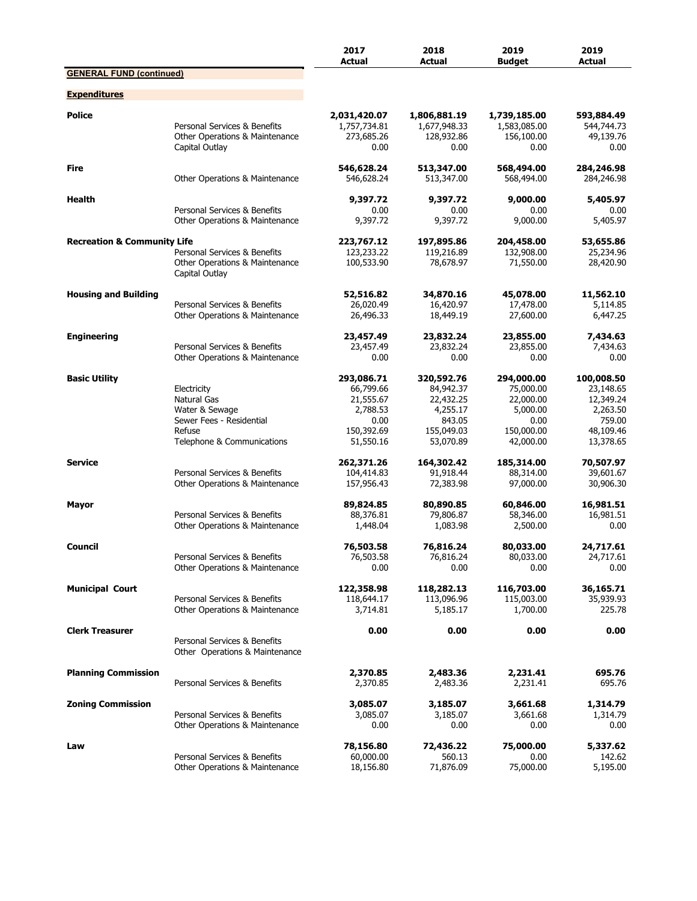| | | 2017 Actual | 2018 Actual | 2019 Budget | 2019 Actual |
|---|---|---|---|---|---|
| **GENERAL FUND (continued)** | | | | | |
| **Expenditures** | | | | | |
| **Police** | | **2,031,420.07** | **1,806,881.19** | **1,739,185.00** | **593,884.49** |
| | Personal Services & Benefits | 1,757,734.81 | 1,677,948.33 | 1,583,085.00 | 544,744.73 |
| | Other Operations & Maintenance | 273,685.26 | 128,932.86 | 156,100.00 | 49,139.76 |
| | Capital Outlay | 0.00 | 0.00 | 0.00 | 0.00 |
| **Fire** | | **546,628.24** | **513,347.00** | **568,494.00** | **284,246.98** |
| | Other Operations & Maintenance | 546,628.24 | 513,347.00 | 568,494.00 | 284,246.98 |
| **Health** | | **9,397.72** | **9,397.72** | **9,000.00** | **5,405.97** |
| | Personal Services & Benefits | 0.00 | 0.00 | 0.00 | 0.00 |
| | Other Operations & Maintenance | 9,397.72 | 9,397.72 | 9,000.00 | 5,405.97 |
| **Recreation & Community Life** | | **223,767.12** | **197,895.86** | **204,458.00** | **53,655.86** |
| | Personal Services & Benefits | 123,233.22 | 119,216.89 | 132,908.00 | 25,234.96 |
| | Other Operations & Maintenance | 100,533.90 | 78,678.97 | 71,550.00 | 28,420.90 |
| | Capital Outlay | | | | |
| **Housing and Building** | | **52,516.82** | **34,870.16** | **45,078.00** | **11,562.10** |
| | Personal Services & Benefits | 26,020.49 | 16,420.97 | 17,478.00 | 5,114.85 |
| | Other Operations & Maintenance | 26,496.33 | 18,449.19 | 27,600.00 | 6,447.25 |
| **Engineering** | | **23,457.49** | **23,832.24** | **23,855.00** | **7,434.63** |
| | Personal Services & Benefits | 23,457.49 | 23,832.24 | 23,855.00 | 7,434.63 |
| | Other Operations & Maintenance | 0.00 | 0.00 | 0.00 | 0.00 |
| **Basic Utility** | | **293,086.71** | **320,592.76** | **294,000.00** | **100,008.50** |
| | Electricity | 66,799.66 | 84,942.37 | 75,000.00 | 23,148.65 |
| | Natural Gas | 21,555.67 | 22,432.25 | 22,000.00 | 12,349.24 |
| | Water & Sewage | 2,788.53 | 4,255.17 | 5,000.00 | 2,263.50 |
| | Sewer Fees - Residential | 0.00 | 843.05 | 0.00 | 759.00 |
| | Refuse | 150,392.69 | 155,049.03 | 150,000.00 | 48,109.46 |
| | Telephone & Communications | 51,550.16 | 53,070.89 | 42,000.00 | 13,378.65 |
| **Service** | | **262,371.26** | **164,302.42** | **185,314.00** | **70,507.97** |
| | Personal Services & Benefits | 104,414.83 | 91,918.44 | 88,314.00 | 39,601.67 |
| | Other Operations & Maintenance | 157,956.43 | 72,383.98 | 97,000.00 | 30,906.30 |
| **Mayor** | | **89,824.85** | **80,890.85** | **60,846.00** | **16,981.51** |
| | Personal Services & Benefits | 88,376.81 | 79,806.87 | 58,346.00 | 16,981.51 |
| | Other Operations & Maintenance | 1,448.04 | 1,083.98 | 2,500.00 | 0.00 |
| **Council** | | **76,503.58** | **76,816.24** | **80,033.00** | **24,717.61** |
| | Personal Services & Benefits | 76,503.58 | 76,816.24 | 80,033.00 | 24,717.61 |
| | Other Operations & Maintenance | 0.00 | 0.00 | 0.00 | 0.00 |
| **Municipal Court** | | **122,358.98** | **118,282.13** | **116,703.00** | **36,165.71** |
| | Personal Services & Benefits | 118,644.17 | 113,096.96 | 115,003.00 | 35,939.93 |
| | Other Operations & Maintenance | 3,714.81 | 5,185.17 | 1,700.00 | 225.78 |
| **Clerk Treasurer** | | **0.00** | **0.00** | **0.00** | **0.00** |
| | Personal Services & Benefits | | | | |
| | Other Operations & Maintenance | | | | |
| **Planning Commission** | | **2,370.85** | **2,483.36** | **2,231.41** | **695.76** |
| | Personal Services & Benefits | 2,370.85 | 2,483.36 | 2,231.41 | 695.76 |
| **Zoning Commission** | | **3,085.07** | **3,185.07** | **3,661.68** | **1,314.79** |
| | Personal Services & Benefits | 3,085.07 | 3,185.07 | 3,661.68 | 1,314.79 |
| | Other Operations & Maintenance | 0.00 | 0.00 | 0.00 | 0.00 |
| **Law** | | **78,156.80** | **72,436.22** | **75,000.00** | **5,337.62** |
| | Personal Services & Benefits | 60,000.00 | 560.13 | 0.00 | 142.62 |
| | Other Operations & Maintenance | 18,156.80 | 71,876.09 | 75,000.00 | 5,195.00 |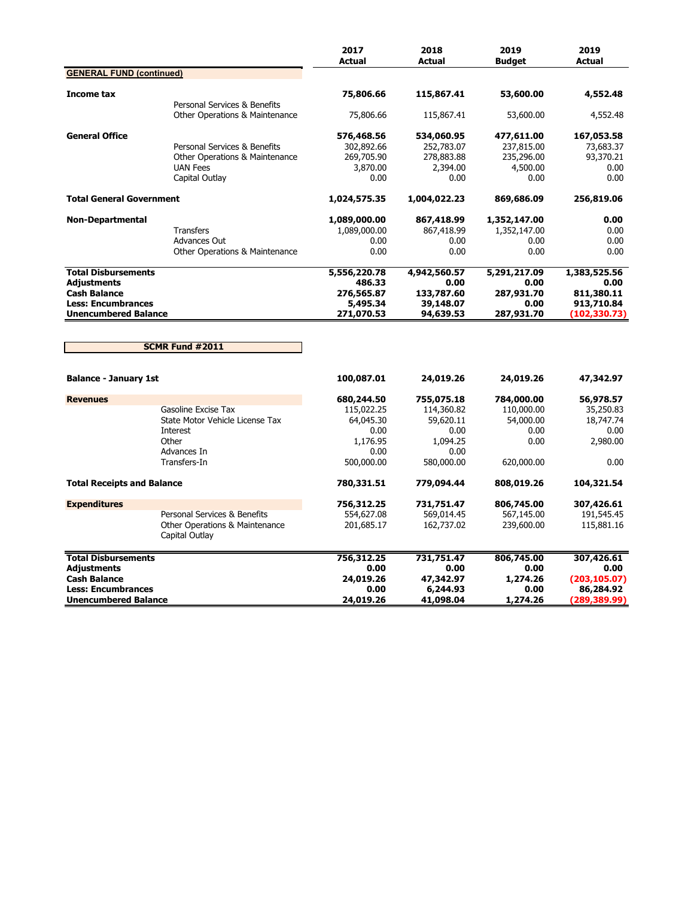| | | 2017 Actual | 2018 Actual | 2019 Budget | 2019 Actual |
|---|---|---|---|---|---|
| **GENERAL FUND (continued)** | | | | | |
| **Income tax** | | **75,806.66** | **115,867.41** | **53,600.00** | **4,552.48** |
| | Personal Services & Benefits | | | | |
| | Other Operations & Maintenance | 75,806.66 | 115,867.41 | 53,600.00 | 4,552.48 |
| **General Office** | | **576,468.56** | **534,060.95** | **477,611.00** | **167,053.58** |
| | Personal Services & Benefits | 302,892.66 | 252,783.07 | 237,815.00 | 73,683.37 |
| | Other Operations & Maintenance | 269,705.90 | 278,883.88 | 235,296.00 | 93,370.21 |
| | UAN Fees | 3,870.00 | 2,394.00 | 4,500.00 | 0.00 |
| | Capital Outlay | 0.00 | 0.00 | 0.00 | 0.00 |
| **Total General Government** | | **1,024,575.35** | **1,004,022.23** | **869,686.09** | **256,819.06** |
| **Non-Departmental** | | **1,089,000.00** | **867,418.99** | **1,352,147.00** | **0.00** |
| | Transfers | 1,089,000.00 | 867,418.99 | 1,352,147.00 | 0.00 |
| | Advances Out | 0.00 | 0.00 | 0.00 | 0.00 |
| | Other Operations & Maintenance | 0.00 | 0.00 | 0.00 | 0.00 |
| **Total Disbursements** | | **5,556,220.78** | **4,942,560.57** | **5,291,217.09** | **1,383,525.56** |
| **Adjustments** | | **486.33** | **0.00** | **0.00** | **0.00** |
| **Cash Balance** | | **276,565.87** | **133,787.60** | **287,931.70** | **811,380.11** |
| **Less: Encumbrances** | | **5,495.34** | **39,148.07** | **0.00** | **913,710.84** |
| **Unencumbered Balance** | | **271,070.53** | **94,639.53** | **287,931.70** | **(102,330.73)** |

| SCMR Fund #2011 | | 2017 Actual | 2018 Actual | 2019 Budget | 2019 Actual |
|---|---|---|---|---|---|
| **Balance - January 1st** | | **100,087.01** | **24,019.26** | **24,019.26** | **47,342.97** |
| **Revenues** | | **680,244.50** | **755,075.18** | **784,000.00** | **56,978.57** |
| | Gasoline Excise Tax | 115,022.25 | 114,360.82 | 110,000.00 | 35,250.83 |
| | State Motor Vehicle License Tax | 64,045.30 | 59,620.11 | 54,000.00 | 18,747.74 |
| | Interest | 0.00 | 0.00 | 0.00 | 0.00 |
| | Other | 1,176.95 | 1,094.25 | 0.00 | 2,980.00 |
| | Advances In | 0.00 | 0.00 | | |
| | Transfers-In | 500,000.00 | 580,000.00 | 620,000.00 | 0.00 |
| **Total Receipts and Balance** | | **780,331.51** | **779,094.44** | **808,019.26** | **104,321.54** |
| **Expenditures** | | **756,312.25** | **731,751.47** | **806,745.00** | **307,426.61** |
| | Personal Services & Benefits | 554,627.08 | 569,014.45 | 567,145.00 | 191,545.45 |
| | Other Operations & Maintenance | 201,685.17 | 162,737.02 | 239,600.00 | 115,881.16 |
| | Capital Outlay | | | | |
| **Total Disbursements** | | **756,312.25** | **731,751.47** | **806,745.00** | **307,426.61** |
| **Adjustments** | | **0.00** | **0.00** | **0.00** | **0.00** |
| **Cash Balance** | | **24,019.26** | **47,342.97** | **1,274.26** | **(203,105.07)** |
| **Less: Encumbrances** | | **0.00** | **6,244.93** | **0.00** | **86,284.92** |
| **Unencumbered Balance** | | **24,019.26** | **41,098.04** | **1,274.26** | **(289,389.99)** |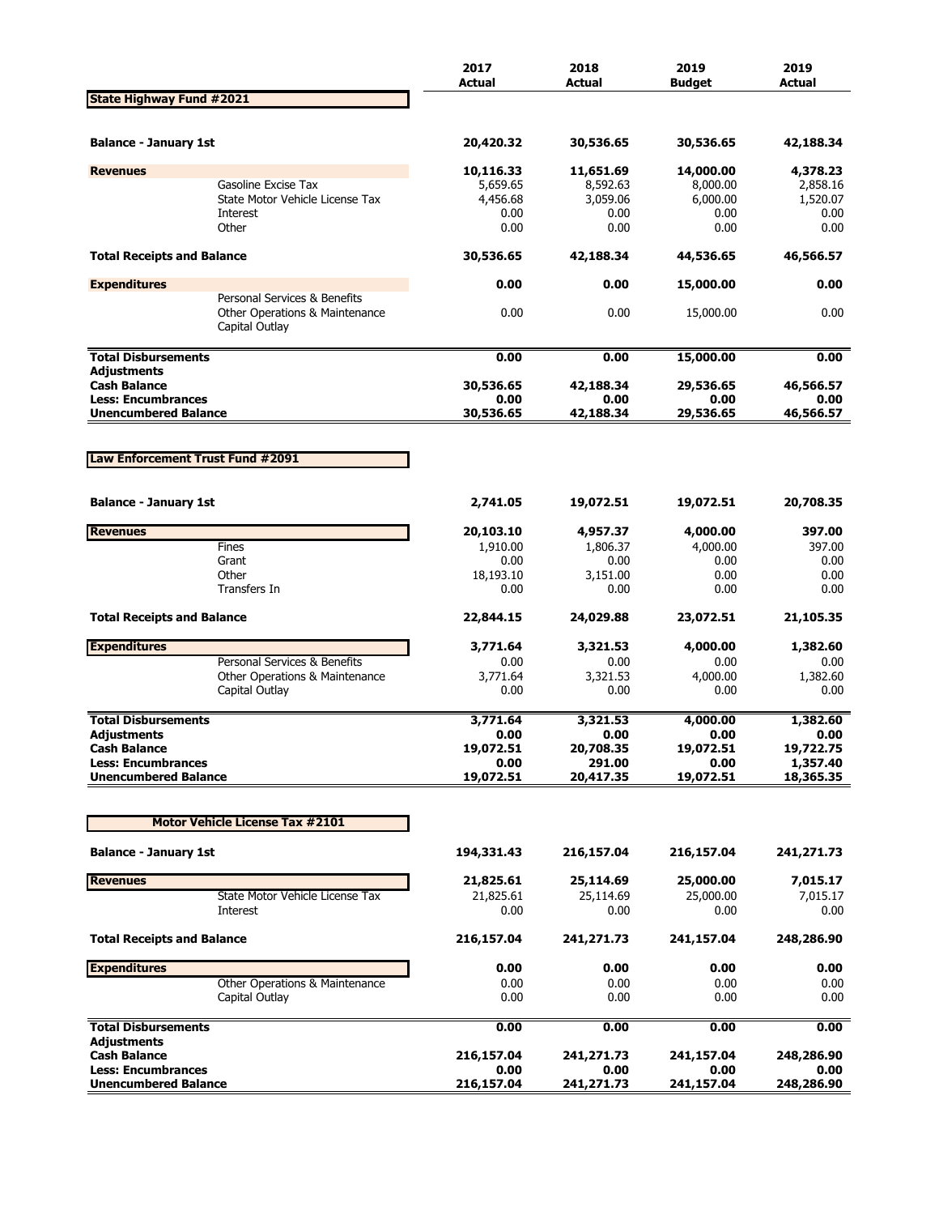| | | 2017 Actual | 2018 Actual | 2019 Budget | 2019 Actual |
|---|---|---|---|---|---|
| **State Highway Fund #2021** | | | | | |
| **Balance - January 1st** | | **20,420.32** | **30,536.65** | **30,536.65** | **42,188.34** |
| **Revenues** | | **10,116.33** | **11,651.69** | **14,000.00** | **4,378.23** |
| | Gasoline Excise Tax | 5,659.65 | 8,592.63 | 8,000.00 | 2,858.16 |
| | State Motor Vehicle License Tax | 4,456.68 | 3,059.06 | 6,000.00 | 1,520.07 |
| | Interest | 0.00 | 0.00 | 0.00 | 0.00 |
| | Other | 0.00 | 0.00 | 0.00 | 0.00 |
| **Total Receipts and Balance** | | **30,536.65** | **42,188.34** | **44,536.65** | **46,566.57** |
| **Expenditures** | | **0.00** | **0.00** | **15,000.00** | **0.00** |
| | Personal Services & Benefits | | | | |
| | Other Operations & Maintenance | 0.00 | 0.00 | 15,000.00 | 0.00 |
| | Capital Outlay | | | | |
| **Total Disbursements** | | **0.00** | **0.00** | **15,000.00** | **0.00** |
| **Adjustments** | | | | | |
| **Cash Balance** | | **30,536.65** | **42,188.34** | **29,536.65** | **46,566.57** |
| **Less: Encumbrances** | | **0.00** | **0.00** | **0.00** | **0.00** |
| **Unencumbered Balance** | | **30,536.65** | **42,188.34** | **29,536.65** | **46,566.57** |

| | | 2017 Actual | 2018 Actual | 2019 Budget | 2019 Actual |
|---|---|---|---|---|---|
| **Law Enforcement Trust Fund #2091** | | | | | |
| **Balance - January 1st** | | **2,741.05** | **19,072.51** | **19,072.51** | **20,708.35** |
| **Revenues** | | **20,103.10** | **4,957.37** | **4,000.00** | **397.00** |
| | Fines | 1,910.00 | 1,806.37 | 4,000.00 | 397.00 |
| | Grant | 0.00 | 0.00 | 0.00 | 0.00 |
| | Other | 18,193.10 | 3,151.00 | 0.00 | 0.00 |
| | Transfers In | 0.00 | 0.00 | 0.00 | 0.00 |
| **Total Receipts and Balance** | | **22,844.15** | **24,029.88** | **23,072.51** | **21,105.35** |
| **Expenditures** | | **3,771.64** | **3,321.53** | **4,000.00** | **1,382.60** |
| | Personal Services & Benefits | 0.00 | 0.00 | 0.00 | 0.00 |
| | Other Operations & Maintenance | 3,771.64 | 3,321.53 | 4,000.00 | 1,382.60 |
| | Capital Outlay | 0.00 | 0.00 | 0.00 | 0.00 |
| **Total Disbursements** | | **3,771.64** | **3,321.53** | **4,000.00** | **1,382.60** |
| **Adjustments** | | **0.00** | **0.00** | **0.00** | **0.00** |
| **Cash Balance** | | **19,072.51** | **20,708.35** | **19,072.51** | **19,722.75** |
| **Less: Encumbrances** | | **0.00** | **291.00** | **0.00** | **1,357.40** |
| **Unencumbered Balance** | | **19,072.51** | **20,417.35** | **19,072.51** | **18,365.35** |

| | | 2017 Actual | 2018 Actual | 2019 Budget | 2019 Actual |
|---|---|---|---|---|---|
| **Motor Vehicle License Tax #2101** | | | | | |
| **Balance - January 1st** | | **194,331.43** | **216,157.04** | **216,157.04** | **241,271.73** |
| **Revenues** | | **21,825.61** | **25,114.69** | **25,000.00** | **7,015.17** |
| | State Motor Vehicle License Tax | 21,825.61 | 25,114.69 | 25,000.00 | 7,015.17 |
| | Interest | 0.00 | 0.00 | 0.00 | 0.00 |
| **Total Receipts and Balance** | | **216,157.04** | **241,271.73** | **241,157.04** | **248,286.90** |
| **Expenditures** | | **0.00** | **0.00** | **0.00** | **0.00** |
| | Other Operations & Maintenance | 0.00 | 0.00 | 0.00 | 0.00 |
| | Capital Outlay | 0.00 | 0.00 | 0.00 | 0.00 |
| **Total Disbursements** | | **0.00** | **0.00** | **0.00** | **0.00** |
| **Adjustments** | | | | | |
| **Cash Balance** | | **216,157.04** | **241,271.73** | **241,157.04** | **248,286.90** |
| **Less: Encumbrances** | | **0.00** | **0.00** | **0.00** | **0.00** |
| **Unencumbered Balance** | | **216,157.04** | **241,271.73** | **241,157.04** | **248,286.90** |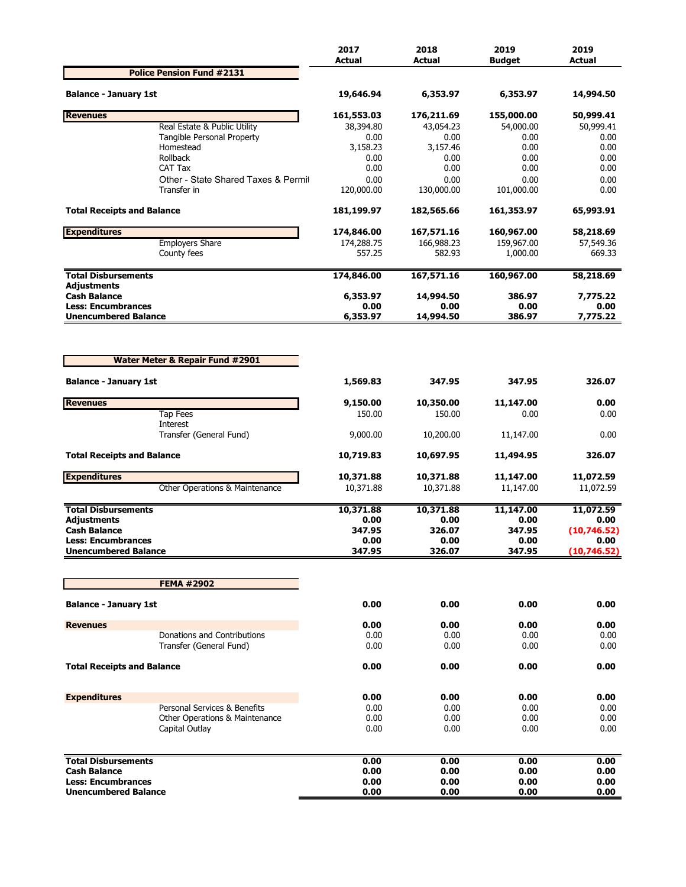| | 2017 Actual | 2018 Actual | 2019 Budget | 2019 Actual |
|---|---|---|---|---|
| **Police Pension Fund #2131** | | | | |
| **Balance - January 1st** | **19,646.94** | **6,353.97** | **6,353.97** | **14,994.50** |
| **Revenues** | **161,553.03** | **176,211.69** | **155,000.00** | **50,999.41** |
| Real Estate & Public Utility | 38,394.80 | 43,054.23 | 54,000.00 | 50,999.41 |
| Tangible Personal Property | 0.00 | 0.00 | 0.00 | 0.00 |
| Homestead | 3,158.23 | 3,157.46 | 0.00 | 0.00 |
| Rollback | 0.00 | 0.00 | 0.00 | 0.00 |
| CAT Tax | 0.00 | 0.00 | 0.00 | 0.00 |
| Other - State Shared Taxes & Permit | 0.00 | 0.00 | 0.00 | 0.00 |
| Transfer in | 120,000.00 | 130,000.00 | 101,000.00 | 0.00 |
| **Total Receipts and Balance** | **181,199.97** | **182,565.66** | **161,353.97** | **65,993.91** |
| **Expenditures** | **174,846.00** | **167,571.16** | **160,967.00** | **58,218.69** |
| Employers Share | 174,288.75 | 166,988.23 | 159,967.00 | 57,549.36 |
| County fees | 557.25 | 582.93 | 1,000.00 | 669.33 |
| **Total Disbursements** | **174,846.00** | **167,571.16** | **160,967.00** | **58,218.69** |
| **Adjustments** | | | | |
| **Cash Balance** | **6,353.97** | **14,994.50** | **386.97** | **7,775.22** |
| **Less: Encumbrances** | **0.00** | **0.00** | **0.00** | **0.00** |
| **Unencumbered Balance** | **6,353.97** | **14,994.50** | **386.97** | **7,775.22** |

| | 2017 Actual | 2018 Actual | 2019 Budget | 2019 Actual |
|---|---|---|---|---|
| **Water Meter & Repair Fund #2901** | | | | |
| **Balance - January 1st** | **1,569.83** | **347.95** | **347.95** | **326.07** |
| **Revenues** | **9,150.00** | **10,350.00** | **11,147.00** | **0.00** |
| Tap Fees | 150.00 | 150.00 | 0.00 | 0.00 |
| Interest | | | | |
| Transfer (General Fund) | 9,000.00 | 10,200.00 | 11,147.00 | 0.00 |
| **Total Receipts and Balance** | **10,719.83** | **10,697.95** | **11,494.95** | **326.07** |
| **Expenditures** | **10,371.88** | **10,371.88** | **11,147.00** | **11,072.59** |
| Other Operations & Maintenance | 10,371.88 | 10,371.88 | 11,147.00 | 11,072.59 |
| **Total Disbursements** | **10,371.88** | **10,371.88** | **11,147.00** | **11,072.59** |
| **Adjustments** | **0.00** | **0.00** | **0.00** | **0.00** |
| **Cash Balance** | **347.95** | **326.07** | **347.95** | **(10,746.52)** |
| **Less: Encumbrances** | **0.00** | **0.00** | **0.00** | **0.00** |
| **Unencumbered Balance** | **347.95** | **326.07** | **347.95** | **(10,746.52)** |

| | 2017 Actual | 2018 Actual | 2019 Budget | 2019 Actual |
|---|---|---|---|---|
| **FEMA #2902** | | | | |
| **Balance - January 1st** | **0.00** | **0.00** | **0.00** | **0.00** |
| **Revenues** | **0.00** | **0.00** | **0.00** | **0.00** |
| Donations and Contributions | 0.00 | 0.00 | 0.00 | 0.00 |
| Transfer (General Fund) | 0.00 | 0.00 | 0.00 | 0.00 |
| **Total Receipts and Balance** | **0.00** | **0.00** | **0.00** | **0.00** |
| **Expenditures** | **0.00** | **0.00** | **0.00** | **0.00** |
| Personal Services & Benefits | 0.00 | 0.00 | 0.00 | 0.00 |
| Other Operations & Maintenance | 0.00 | 0.00 | 0.00 | 0.00 |
| Capital Outlay | 0.00 | 0.00 | 0.00 | 0.00 |
| **Total Disbursements** | **0.00** | **0.00** | **0.00** | **0.00** |
| **Cash Balance** | **0.00** | **0.00** | **0.00** | **0.00** |
| **Less: Encumbrances** | **0.00** | **0.00** | **0.00** | **0.00** |
| **Unencumbered Balance** | **0.00** | **0.00** | **0.00** | **0.00** |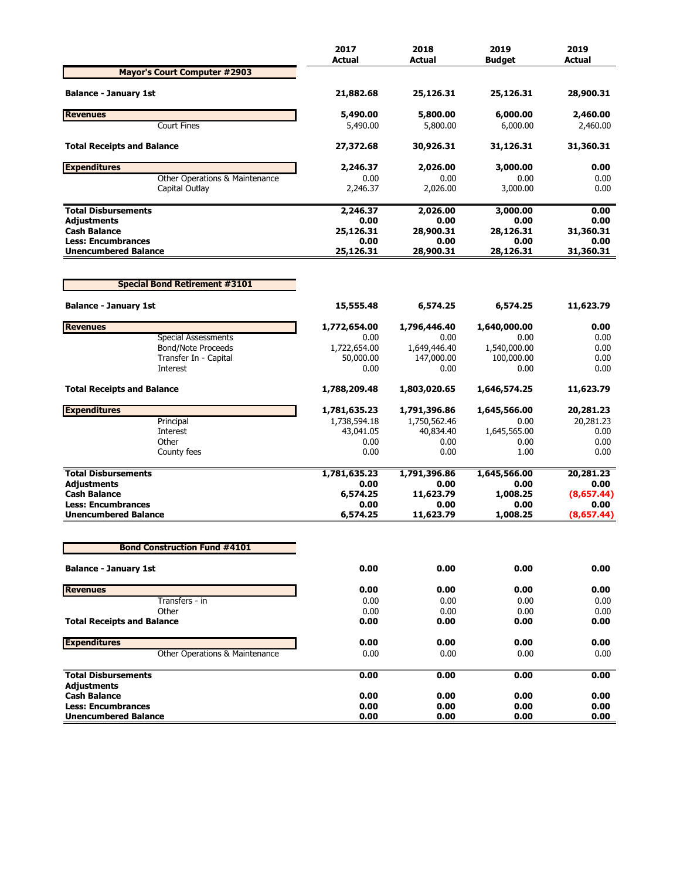| | 2017 Actual | 2018 Actual | 2019 Budget | 2019 Actual |
|---|---|---|---|---|
| **Mayor's Court Computer #2903** | | | | |
| **Balance - January 1st** | **21,882.68** | **25,126.31** | **25,126.31** | **28,900.31** |
| **Revenues** | **5,490.00** | **5,800.00** | **6,000.00** | **2,460.00** |
| Court Fines | 5,490.00 | 5,800.00 | 6,000.00 | 2,460.00 |
| **Total Receipts and Balance** | **27,372.68** | **30,926.31** | **31,126.31** | **31,360.31** |
| **Expenditures** | **2,246.37** | **2,026.00** | **3,000.00** | **0.00** |
| Other Operations & Maintenance | 0.00 | 0.00 | 0.00 | 0.00 |
| Capital Outlay | 2,246.37 | 2,026.00 | 3,000.00 | 0.00 |
| **Total Disbursements** | **2,246.37** | **2,026.00** | **3,000.00** | **0.00** |
| **Adjustments** | **0.00** | **0.00** | **0.00** | **0.00** |
| **Cash Balance** | **25,126.31** | **28,900.31** | **28,126.31** | **31,360.31** |
| **Less: Encumbrances** | **0.00** | **0.00** | **0.00** | **0.00** |
| **Unencumbered Balance** | **25,126.31** | **28,900.31** | **28,126.31** | **31,360.31** |

| | 2017 Actual | 2018 Actual | 2019 Budget | 2019 Actual |
|---|---|---|---|---|
| **Special Bond Retirement #3101** | | | | |
| **Balance - January 1st** | **15,555.48** | **6,574.25** | **6,574.25** | **11,623.79** |
| **Revenues** | **1,772,654.00** | **1,796,446.40** | **1,640,000.00** | **0.00** |
| Special Assessments | 0.00 | 0.00 | 0.00 | 0.00 |
| Bond/Note Proceeds | 1,722,654.00 | 1,649,446.40 | 1,540,000.00 | 0.00 |
| Transfer In - Capital | 50,000.00 | 147,000.00 | 100,000.00 | 0.00 |
| Interest | 0.00 | 0.00 | 0.00 | 0.00 |
| **Total Receipts and Balance** | **1,788,209.48** | **1,803,020.65** | **1,646,574.25** | **11,623.79** |
| **Expenditures** | **1,781,635.23** | **1,791,396.86** | **1,645,566.00** | **20,281.23** |
| Principal | 1,738,594.18 | 1,750,562.46 | 0.00 | 20,281.23 |
| Interest | 43,041.05 | 40,834.40 | 1,645,565.00 | 0.00 |
| Other | 0.00 | 0.00 | 0.00 | 0.00 |
| County fees | 0.00 | 0.00 | 1.00 | 0.00 |
| **Total Disbursements** | **1,781,635.23** | **1,791,396.86** | **1,645,566.00** | **20,281.23** |
| **Adjustments** | **0.00** | **0.00** | **0.00** | **0.00** |
| **Cash Balance** | **6,574.25** | **11,623.79** | **1,008.25** | **(8,657.44)** |
| **Less: Encumbrances** | **0.00** | **0.00** | **0.00** | **0.00** |
| **Unencumbered Balance** | **6,574.25** | **11,623.79** | **1,008.25** | **(8,657.44)** |

| | 2017 Actual | 2018 Actual | 2019 Budget | 2019 Actual |
|---|---|---|---|---|
| **Bond Construction Fund #4101** | | | | |
| **Balance - January 1st** | **0.00** | **0.00** | **0.00** | **0.00** |
| **Revenues** | **0.00** | **0.00** | **0.00** | **0.00** |
| Transfers - in | 0.00 | 0.00 | 0.00 | 0.00 |
| Other | 0.00 | 0.00 | 0.00 | 0.00 |
| **Total Receipts and Balance** | **0.00** | **0.00** | **0.00** | **0.00** |
| **Expenditures** | **0.00** | **0.00** | **0.00** | **0.00** |
| Other Operations & Maintenance | 0.00 | 0.00 | 0.00 | 0.00 |
| **Total Disbursements** | **0.00** | **0.00** | **0.00** | **0.00** |
| **Adjustments** | | | | |
| **Cash Balance** | **0.00** | **0.00** | **0.00** | **0.00** |
| **Less: Encumbrances** | **0.00** | **0.00** | **0.00** | **0.00** |
| **Unencumbered Balance** | **0.00** | **0.00** | **0.00** | **0.00** |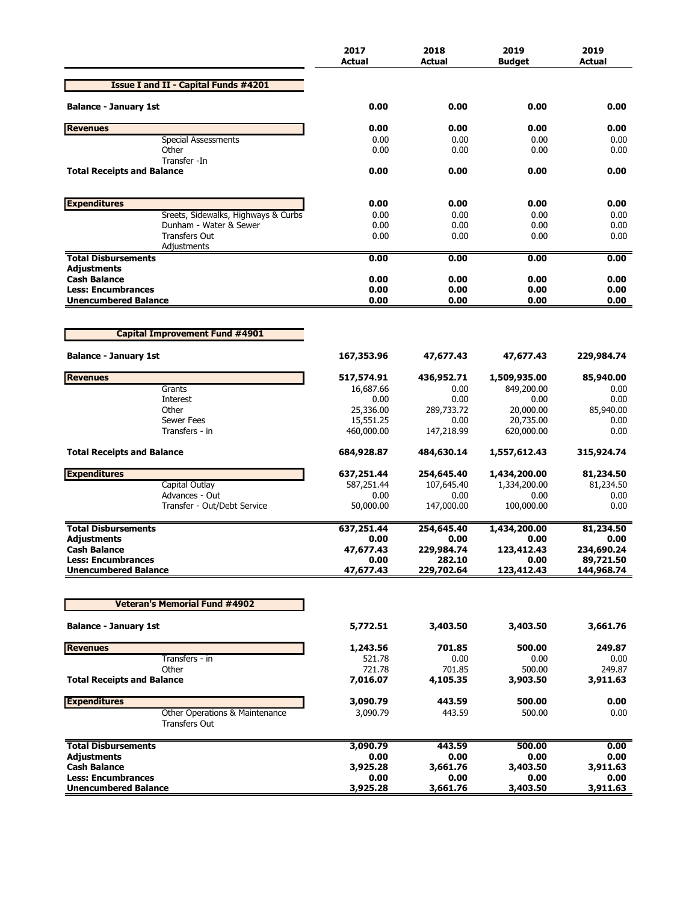| | 2017 Actual | 2018 Actual | 2019 Budget | 2019 Actual |
|---|---|---|---|---|
| **Issue I and II - Capital Funds #4201** | | | | |
| **Balance - January 1st** | **0.00** | **0.00** | **0.00** | **0.00** |
| **Revenues** | **0.00** | **0.00** | **0.00** | **0.00** |
| Special Assessments | 0.00 | 0.00 | 0.00 | 0.00 |
| Other | 0.00 | 0.00 | 0.00 | 0.00 |
| Transfer -In | | | | |
| **Total Receipts and Balance** | **0.00** | **0.00** | **0.00** | **0.00** |
| **Expenditures** | **0.00** | **0.00** | **0.00** | **0.00** |
| Sreets, Sidewalks, Highways & Curbs | 0.00 | 0.00 | 0.00 | 0.00 |
| Dunham - Water & Sewer | 0.00 | 0.00 | 0.00 | 0.00 |
| Transfers Out | 0.00 | 0.00 | 0.00 | 0.00 |
| Adjustments | | | | |
| **Total Disbursements** | **0.00** | **0.00** | **0.00** | **0.00** |
| **Adjustments** | | | | |
| **Cash Balance** | **0.00** | **0.00** | **0.00** | **0.00** |
| **Less: Encumbrances** | **0.00** | **0.00** | **0.00** | **0.00** |
| **Unencumbered Balance** | **0.00** | **0.00** | **0.00** | **0.00** |

| | 2017 Actual | 2018 Actual | 2019 Budget | 2019 Actual |
|---|---|---|---|---|
| **Capital Improvement Fund #4901** | | | | |
| **Balance - January 1st** | **167,353.96** | **47,677.43** | **47,677.43** | **229,984.74** |
| **Revenues** | **517,574.91** | **436,952.71** | **1,509,935.00** | **85,940.00** |
| Grants | 16,687.66 | 0.00 | 849,200.00 | 0.00 |
| Interest | 0.00 | 0.00 | 0.00 | 0.00 |
| Other | 25,336.00 | 289,733.72 | 20,000.00 | 85,940.00 |
| Sewer Fees | 15,551.25 | 0.00 | 20,735.00 | 0.00 |
| Transfers - in | 460,000.00 | 147,218.99 | 620,000.00 | 0.00 |
| **Total Receipts and Balance** | **684,928.87** | **484,630.14** | **1,557,612.43** | **315,924.74** |
| **Expenditures** | **637,251.44** | **254,645.40** | **1,434,200.00** | **81,234.50** |
| Capital Outlay | 587,251.44 | 107,645.40 | 1,334,200.00 | 81,234.50 |
| Advances - Out | 0.00 | 0.00 | 0.00 | 0.00 |
| Transfer - Out/Debt Service | 50,000.00 | 147,000.00 | 100,000.00 | 0.00 |
| **Total Disbursements** | **637,251.44** | **254,645.40** | **1,434,200.00** | **81,234.50** |
| **Adjustments** | **0.00** | **0.00** | **0.00** | **0.00** |
| **Cash Balance** | **47,677.43** | **229,984.74** | **123,412.43** | **234,690.24** |
| **Less: Encumbrances** | **0.00** | **282.10** | **0.00** | **89,721.50** |
| **Unencumbered Balance** | **47,677.43** | **229,702.64** | **123,412.43** | **144,968.74** |

| | 2017 Actual | 2018 Actual | 2019 Budget | 2019 Actual |
|---|---|---|---|---|
| **Veteran's Memorial Fund #4902** | | | | |
| **Balance - January 1st** | **5,772.51** | **3,403.50** | **3,403.50** | **3,661.76** |
| **Revenues** | **1,243.56** | **701.85** | **500.00** | **249.87** |
| Transfers - in | 521.78 | 0.00 | 0.00 | 0.00 |
| Other | 721.78 | 701.85 | 500.00 | 249.87 |
| **Total Receipts and Balance** | **7,016.07** | **4,105.35** | **3,903.50** | **3,911.63** |
| **Expenditures** | **3,090.79** | **443.59** | **500.00** | **0.00** |
| Other Operations & Maintenance | 3,090.79 | 443.59 | 500.00 | 0.00 |
| Transfers Out | | | | |
| **Total Disbursements** | **3,090.79** | **443.59** | **500.00** | **0.00** |
| **Adjustments** | **0.00** | **0.00** | **0.00** | **0.00** |
| **Cash Balance** | **3,925.28** | **3,661.76** | **3,403.50** | **3,911.63** |
| **Less: Encumbrances** | **0.00** | **0.00** | **0.00** | **0.00** |
| **Unencumbered Balance** | **3,925.28** | **3,661.76** | **3,403.50** | **3,911.63** |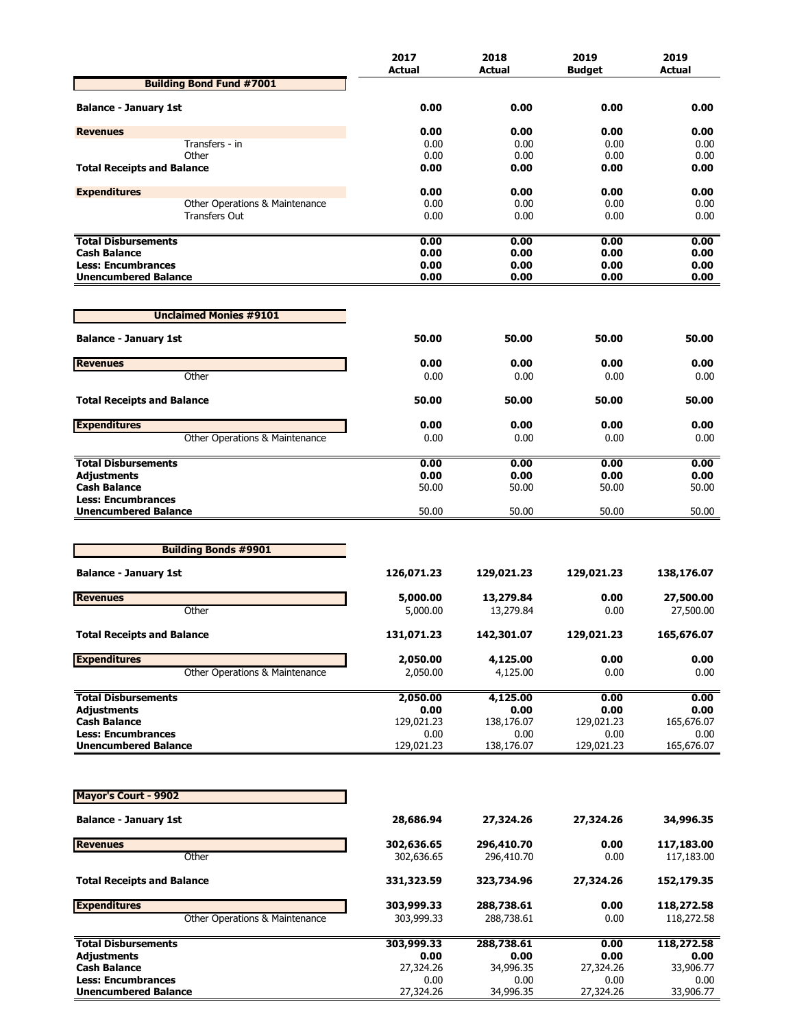| | 2017 Actual | 2018 Actual | 2019 Budget | 2019 Actual |
|---|---|---|---|---|
| **Building Bond Fund #7001** | | | | |
| **Balance - January 1st** | **0.00** | **0.00** | **0.00** | **0.00** |
| **Revenues** | **0.00** | **0.00** | **0.00** | **0.00** |
| Transfers - in | 0.00 | 0.00 | 0.00 | 0.00 |
| Other | 0.00 | 0.00 | 0.00 | 0.00 |
| **Total Receipts and Balance** | **0.00** | **0.00** | **0.00** | **0.00** |
| **Expenditures** | **0.00** | **0.00** | **0.00** | **0.00** |
| Other Operations & Maintenance | 0.00 | 0.00 | 0.00 | 0.00 |
| Transfers Out | 0.00 | 0.00 | 0.00 | 0.00 |
| **Total Disbursements** | **0.00** | **0.00** | **0.00** | **0.00** |
| **Cash Balance** | **0.00** | **0.00** | **0.00** | **0.00** |
| **Less: Encumbrances** | **0.00** | **0.00** | **0.00** | **0.00** |
| **Unencumbered Balance** | **0.00** | **0.00** | **0.00** | **0.00** |

| | 2017 Actual | 2018 Actual | 2019 Budget | 2019 Actual |
|---|---|---|---|---|
| **Unclaimed Monies #9101** | | | | |
| **Balance - January 1st** | **50.00** | **50.00** | **50.00** | **50.00** |
| **Revenues** | **0.00** | **0.00** | **0.00** | **0.00** |
| Other | 0.00 | 0.00 | 0.00 | 0.00 |
| **Total Receipts and Balance** | **50.00** | **50.00** | **50.00** | **50.00** |
| **Expenditures** | **0.00** | **0.00** | **0.00** | **0.00** |
| Other Operations & Maintenance | 0.00 | 0.00 | 0.00 | 0.00 |
| **Total Disbursements** | **0.00** | **0.00** | **0.00** | **0.00** |
| **Adjustments** | **0.00** | **0.00** | **0.00** | **0.00** |
| **Cash Balance** | 50.00 | 50.00 | 50.00 | 50.00 |
| **Less: Encumbrances** | | | | |
| **Unencumbered Balance** | 50.00 | 50.00 | 50.00 | 50.00 |

| | 2017 Actual | 2018 Actual | 2019 Budget | 2019 Actual |
|---|---|---|---|---|
| **Building Bonds #9901** | | | | |
| **Balance - January 1st** | **126,071.23** | **129,021.23** | **129,021.23** | **138,176.07** |
| **Revenues** | **5,000.00** | **13,279.84** | **0.00** | **27,500.00** |
| Other | 5,000.00 | 13,279.84 | 0.00 | 27,500.00 |
| **Total Receipts and Balance** | **131,071.23** | **142,301.07** | **129,021.23** | **165,676.07** |
| **Expenditures** | **2,050.00** | **4,125.00** | **0.00** | **0.00** |
| Other Operations & Maintenance | 2,050.00 | 4,125.00 | 0.00 | 0.00 |
| **Total Disbursements** | **2,050.00** | **4,125.00** | **0.00** | **0.00** |
| **Adjustments** | **0.00** | **0.00** | **0.00** | **0.00** |
| **Cash Balance** | 129,021.23 | 138,176.07 | 129,021.23 | 165,676.07 |
| **Less: Encumbrances** | 0.00 | 0.00 | 0.00 | 0.00 |
| **Unencumbered Balance** | 129,021.23 | 138,176.07 | 129,021.23 | 165,676.07 |

| | 2017 Actual | 2018 Actual | 2019 Budget | 2019 Actual |
|---|---|---|---|---|
| **Mayor's Court - 9902** | | | | |
| **Balance - January 1st** | **28,686.94** | **27,324.26** | **27,324.26** | **34,996.35** |
| **Revenues** | **302,636.65** | **296,410.70** | **0.00** | **117,183.00** |
| Other | 302,636.65 | 296,410.70 | 0.00 | 117,183.00 |
| **Total Receipts and Balance** | **331,323.59** | **323,734.96** | **27,324.26** | **152,179.35** |
| **Expenditures** | **303,999.33** | **288,738.61** | **0.00** | **118,272.58** |
| Other Operations & Maintenance | 303,999.33 | 288,738.61 | 0.00 | 118,272.58 |
| **Total Disbursements** | **303,999.33** | **288,738.61** | **0.00** | **118,272.58** |
| **Adjustments** | **0.00** | **0.00** | **0.00** | **0.00** |
| **Cash Balance** | 27,324.26 | 34,996.35 | 27,324.26 | 33,906.77 |
| **Less: Encumbrances** | 0.00 | 0.00 | 0.00 | 0.00 |
| **Unencumbered Balance** | 27,324.26 | 34,996.35 | 27,324.26 | 33,906.77 |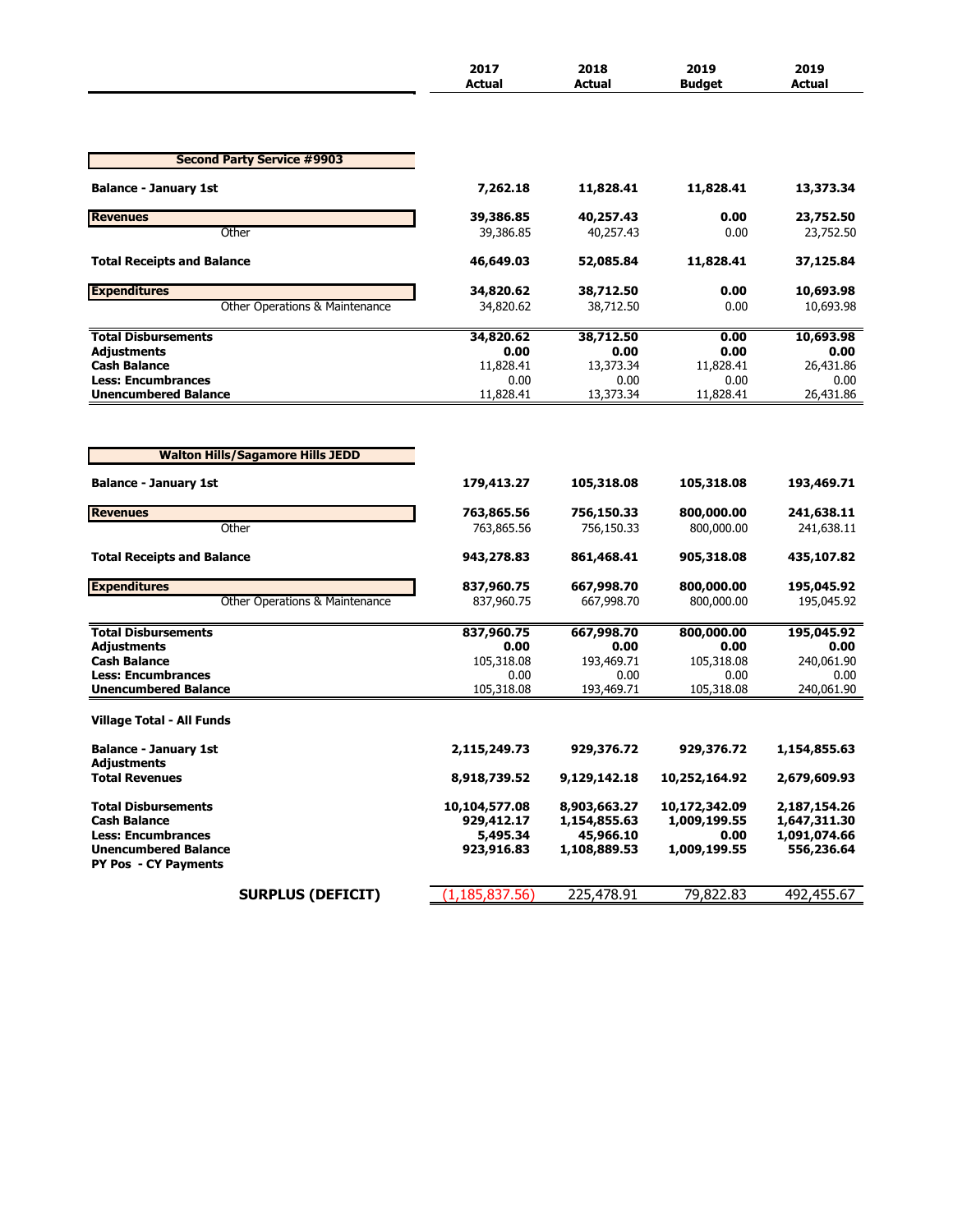| | 2017 Actual | 2018 Actual | 2019 Budget | 2019 Actual |
|---|---|---|---|---|
| **Second Party Service #9903** | | | | |
| **Balance - January 1st** | **7,262.18** | **11,828.41** | **11,828.41** | **13,373.34** |
| **Revenues** | **39,386.85** | **40,257.43** | **0.00** | **23,752.50** |
| Other | 39,386.85 | 40,257.43 | 0.00 | 23,752.50 |
| **Total Receipts and Balance** | **46,649.03** | **52,085.84** | **11,828.41** | **37,125.84** |
| **Expenditures** | **34,820.62** | **38,712.50** | **0.00** | **10,693.98** |
| Other Operations & Maintenance | 34,820.62 | 38,712.50 | 0.00 | 10,693.98 |
| **Total Disbursements** | **34,820.62** | **38,712.50** | **0.00** | **10,693.98** |
| **Adjustments** | **0.00** | **0.00** | **0.00** | **0.00** |
| **Cash Balance** | 11,828.41 | 13,373.34 | 11,828.41 | 26,431.86 |
| **Less: Encumbrances** | 0.00 | 0.00 | 0.00 | 0.00 |
| **Unencumbered Balance** | 11,828.41 | 13,373.34 | 11,828.41 | 26,431.86 |
| **Walton Hills/Sagamore Hills JEDD** | | | | |
| **Balance - January 1st** | **179,413.27** | **105,318.08** | **105,318.08** | **193,469.71** |
| **Revenues** | **763,865.56** | **756,150.33** | **800,000.00** | **241,638.11** |
| Other | 763,865.56 | 756,150.33 | 800,000.00 | 241,638.11 |
| **Total Receipts and Balance** | **943,278.83** | **861,468.41** | **905,318.08** | **435,107.82** |
| **Expenditures** | **837,960.75** | **667,998.70** | **800,000.00** | **195,045.92** |
| Other Operations & Maintenance | 837,960.75 | 667,998.70 | 800,000.00 | 195,045.92 |
| **Total Disbursements** | **837,960.75** | **667,998.70** | **800,000.00** | **195,045.92** |
| **Adjustments** | **0.00** | **0.00** | **0.00** | **0.00** |
| **Cash Balance** | 105,318.08 | 193,469.71 | 105,318.08 | 240,061.90 |
| **Less: Encumbrances** | 0.00 | 0.00 | 0.00 | 0.00 |
| **Unencumbered Balance** | 105,318.08 | 193,469.71 | 105,318.08 | 240,061.90 |
| **Village Total - All Funds** | | | | |
| **Balance - January 1st** | **2,115,249.73** | **929,376.72** | **929,376.72** | **1,154,855.63** |
| **Adjustments** | | | | |
| **Total Revenues** | **8,918,739.52** | **9,129,142.18** | **10,252,164.92** | **2,679,609.93** |
| **Total Disbursements** | **10,104,577.08** | **8,903,663.27** | **10,172,342.09** | **2,187,154.26** |
| **Cash Balance** | **929,412.17** | **1,154,855.63** | **1,009,199.55** | **1,647,311.30** |
| **Less: Encumbrances** | **5,495.34** | **45,966.10** | **0.00** | **1,091,074.66** |
| **Unencumbered Balance** | **923,916.83** | **1,108,889.53** | **1,009,199.55** | **556,236.64** |
| **PY Pos - CY Payments** | | | | |
| **SURPLUS (DEFICIT)** | (1,185,837.56) | 225,478.91 | 79,822.83 | 492,455.67 |